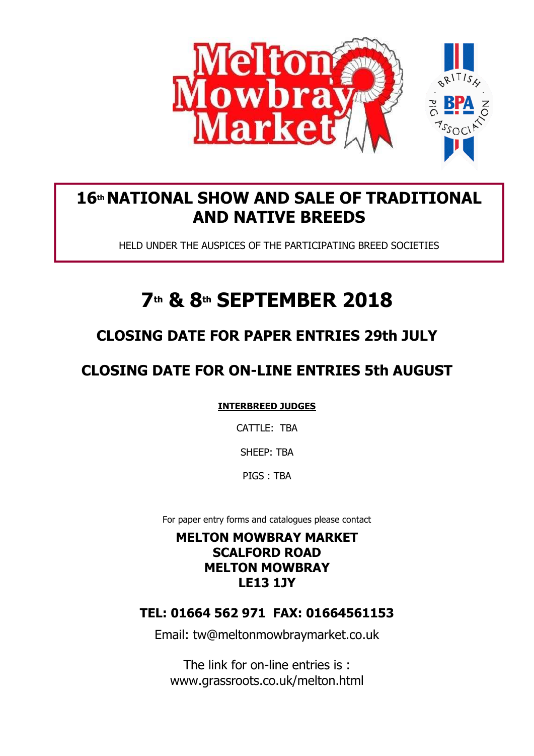# 16th NATIONAL SHOW AND SALE OF TRADITIONAL AND NATIVE BREEDS

HELD UNDER THE AUSPICES OF THE PARTICIPATING BREED SOCIETIES

# 7th & 8th SEPTEMBER 2018

## CLOSING DATE FOR PAPER ENTRIES 29th JULY

## CLOSING DATE FOR ON-LINE ENTRIES 5th AUGUST

**INTERBREED JUDGES**

CATTLE: TBA

SHEEP: TBA

PIGS : TBA

For paper entry forms and catalogues please contact

**MELTON MOWBRAY MARKET**
**SCALFORD ROAD**
**MELTON MOWBRAY**
**LE13 1JY**

**TEL: 01664 562 971 FAX: 01664561153**

Email: tw@meltonmowbraymarket.co.uk

The link for on-line entries is :
www.grassroots.co.uk/melton.html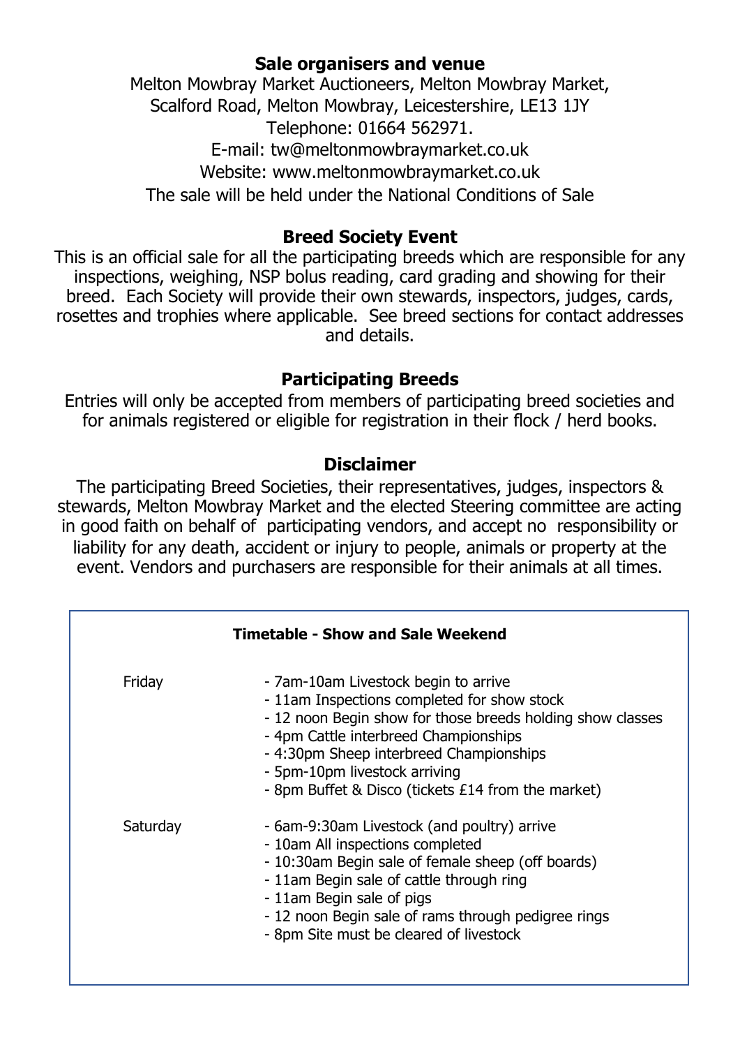## Sale organisers and venue

Melton Mowbray Market Auctioneers, Melton Mowbray Market,
Scalford Road, Melton Mowbray, Leicestershire, LE13 1JY
Telephone: 01664 562971.
E-mail: tw@meltonmowbraymarket.co.uk
Website: www.meltonmowbraymarket.co.uk
The sale will be held under the National Conditions of Sale

## Breed Society Event

This is an official sale for all the participating breeds which are responsible for any inspections, weighing, NSP bolus reading, card grading and showing for their breed. Each Society will provide their own stewards, inspectors, judges, cards, rosettes and trophies where applicable. See breed sections for contact addresses and details.

## Participating Breeds

Entries will only be accepted from members of participating breed societies and for animals registered or eligible for registration in their flock / herd books.

## Disclaimer

The participating Breed Societies, their representatives, judges, inspectors & stewards, Melton Mowbray Market and the elected Steering committee are acting in good faith on behalf of participating vendors, and accept no responsibility or liability for any death, accident or injury to people, animals or property at the event. Vendors and purchasers are responsible for their animals at all times.

### Timetable - Show and Sale Weekend

**Friday**

- 7am-10am Livestock begin to arrive
- 11am Inspections completed for show stock
- 12 noon Begin show for those breeds holding show classes
- 4pm Cattle interbreed Championships
- 4:30pm Sheep interbreed Championships
- 5pm-10pm livestock arriving
- 8pm Buffet & Disco (tickets £14 from the market)

**Saturday**

- 6am-9:30am Livestock (and poultry) arrive
- 10am All inspections completed
- 10:30am Begin sale of female sheep (off boards)
- 11am Begin sale of cattle through ring
- 11am Begin sale of pigs
- 12 noon Begin sale of rams through pedigree rings
- 8pm Site must be cleared of livestock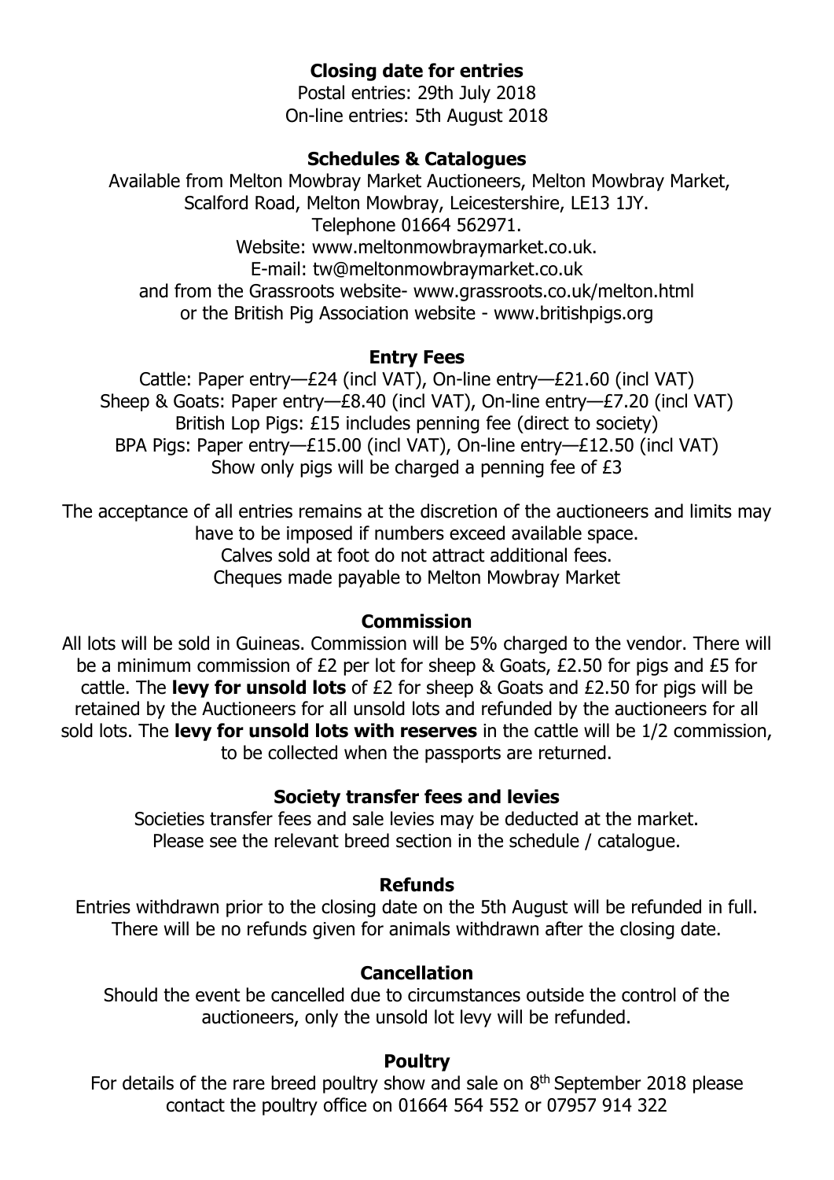## Closing date for entries

Postal entries: 29th July 2018
On-line entries: 5th August 2018

## Schedules & Catalogues

Available from Melton Mowbray Market Auctioneers, Melton Mowbray Market, Scalford Road, Melton Mowbray, Leicestershire, LE13 1JY.
Telephone 01664 562971.
Website: www.meltonmowbraymarket.co.uk.
E-mail: tw@meltonmowbraymarket.co.uk
and from the Grassroots website- www.grassroots.co.uk/melton.html
or the British Pig Association website - www.britishpigs.org

## Entry Fees

Cattle: Paper entry—£24 (incl VAT), On-line entry—£21.60 (incl VAT)
Sheep & Goats: Paper entry—£8.40 (incl VAT), On-line entry—£7.20 (incl VAT)
British Lop Pigs: £15 includes penning fee (direct to society)
BPA Pigs: Paper entry—£15.00 (incl VAT), On-line entry—£12.50 (incl VAT)
Show only pigs will be charged a penning fee of £3

The acceptance of all entries remains at the discretion of the auctioneers and limits may have to be imposed if numbers exceed available space.
Calves sold at foot do not attract additional fees.
Cheques made payable to Melton Mowbray Market

## Commission

All lots will be sold in Guineas. Commission will be 5% charged to the vendor. There will be a minimum commission of £2 per lot for sheep & Goats, £2.50 for pigs and £5 for cattle. The **levy for unsold lots** of £2 for sheep & Goats and £2.50 for pigs will be retained by the Auctioneers for all unsold lots and refunded by the auctioneers for all sold lots. The **levy for unsold lots with reserves** in the cattle will be 1/2 commission, to be collected when the passports are returned.

## Society transfer fees and levies

Societies transfer fees and sale levies may be deducted at the market.
Please see the relevant breed section in the schedule / catalogue.

## Refunds

Entries withdrawn prior to the closing date on the 5th August will be refunded in full.
There will be no refunds given for animals withdrawn after the closing date.

## Cancellation

Should the event be cancelled due to circumstances outside the control of the auctioneers, only the unsold lot levy will be refunded.

## Poultry

For details of the rare breed poultry show and sale on 8th September 2018 please contact the poultry office on 01664 564 552 or 07957 914 322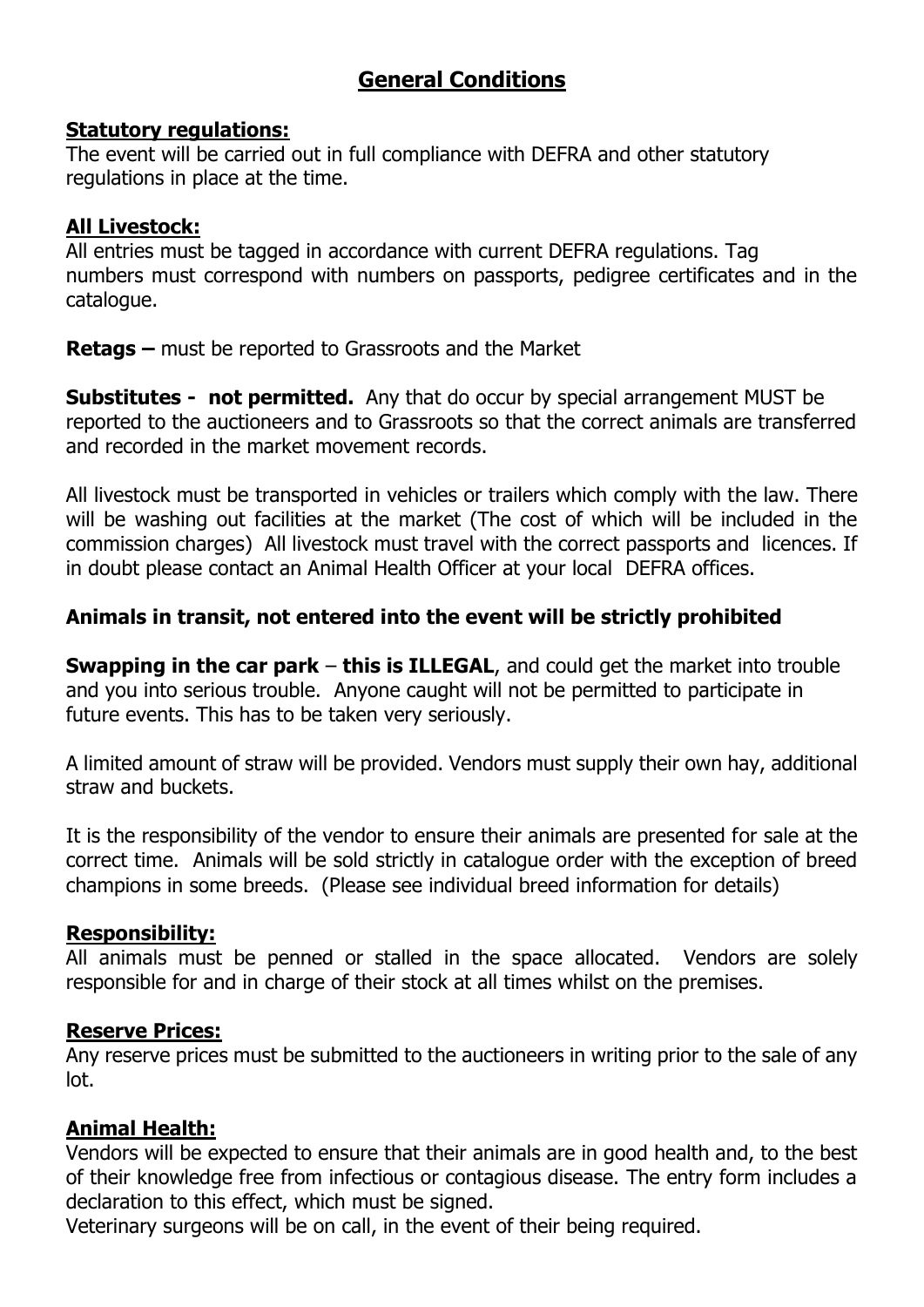# General Conditions

**Statutory regulations:**
The event will be carried out in full compliance with DEFRA and other statutory regulations in place at the time.

**All Livestock:**
All entries must be tagged in accordance with current DEFRA regulations. Tag numbers must correspond with numbers on passports, pedigree certificates and in the catalogue.

**Retags –** must be reported to Grassroots and the Market

**Substitutes - not permitted.** Any that do occur by special arrangement MUST be reported to the auctioneers and to Grassroots so that the correct animals are transferred and recorded in the market movement records.

All livestock must be transported in vehicles or trailers which comply with the law. There will be washing out facilities at the market (The cost of which will be included in the commission charges) All livestock must travel with the correct passports and licences. If in doubt please contact an Animal Health Officer at your local DEFRA offices.

**Animals in transit, not entered into the event will be strictly prohibited**

**Swapping in the car park** – **this is ILLEGAL**, and could get the market into trouble and you into serious trouble. Anyone caught will not be permitted to participate in future events. This has to be taken very seriously.

A limited amount of straw will be provided. Vendors must supply their own hay, additional straw and buckets.

It is the responsibility of the vendor to ensure their animals are presented for sale at the correct time. Animals will be sold strictly in catalogue order with the exception of breed champions in some breeds. (Please see individual breed information for details)

**Responsibility:**
All animals must be penned or stalled in the space allocated. Vendors are solely responsible for and in charge of their stock at all times whilst on the premises.

**Reserve Prices:**
Any reserve prices must be submitted to the auctioneers in writing prior to the sale of any lot.

**Animal Health:**
Vendors will be expected to ensure that their animals are in good health and, to the best of their knowledge free from infectious or contagious disease. The entry form includes a declaration to this effect, which must be signed.
Veterinary surgeons will be on call, in the event of their being required.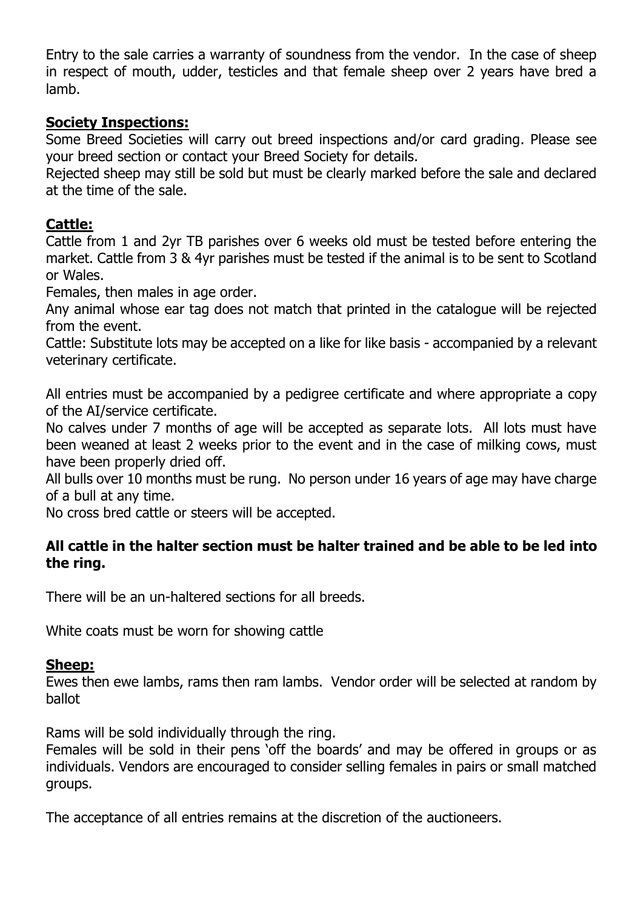Entry to the sale carries a warranty of soundness from the vendor. In the case of sheep in respect of mouth, udder, testicles and that female sheep over 2 years have bred a lamb.

## Society Inspections:

Some Breed Societies will carry out breed inspections and/or card grading. Please see your breed section or contact your Breed Society for details.

Rejected sheep may still be sold but must be clearly marked before the sale and declared at the time of the sale.

## Cattle:

Cattle from 1 and 2yr TB parishes over 6 weeks old must be tested before entering the market. Cattle from 3 & 4yr parishes must be tested if the animal is to be sent to Scotland or Wales.

Females, then males in age order.

Any animal whose ear tag does not match that printed in the catalogue will be rejected from the event.

Cattle: Substitute lots may be accepted on a like for like basis - accompanied by a relevant veterinary certificate.

All entries must be accompanied by a pedigree certificate and where appropriate a copy of the AI/service certificate.

No calves under 7 months of age will be accepted as separate lots. All lots must have been weaned at least 2 weeks prior to the event and in the case of milking cows, must have been properly dried off.

All bulls over 10 months must be rung. No person under 16 years of age may have charge of a bull at any time.

No cross bred cattle or steers will be accepted.

**All cattle in the halter section must be halter trained and be able to be led into the ring.**

There will be an un-haltered sections for all breeds.

White coats must be worn for showing cattle

## Sheep:

Ewes then ewe lambs, rams then ram lambs. Vendor order will be selected at random by ballot

Rams will be sold individually through the ring.

Females will be sold in their pens 'off the boards' and may be offered in groups or as individuals. Vendors are encouraged to consider selling females in pairs or small matched groups.

The acceptance of all entries remains at the discretion of the auctioneers.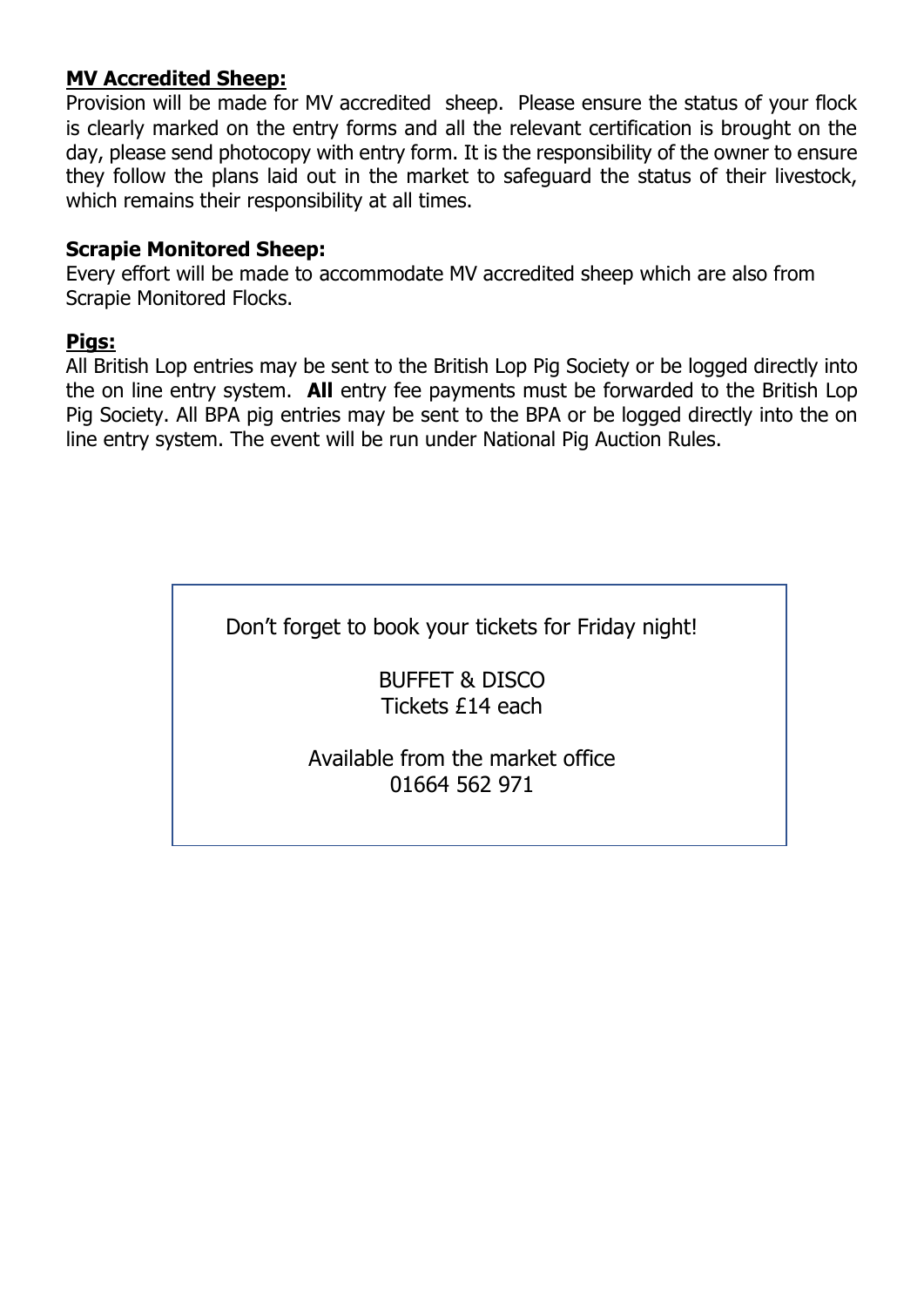**<u>MV Accredited Sheep:</u>**

Provision will be made for MV accredited sheep. Please ensure the status of your flock is clearly marked on the entry forms and all the relevant certification is brought on the day, please send photocopy with entry form. It is the responsibility of the owner to ensure they follow the plans laid out in the market to safeguard the status of their livestock, which remains their responsibility at all times.

**Scrapie Monitored Sheep:**

Every effort will be made to accommodate MV accredited sheep which are also from Scrapie Monitored Flocks.

**<u>Pigs:</u>**

All British Lop entries may be sent to the British Lop Pig Society or be logged directly into the on line entry system. **All** entry fee payments must be forwarded to the British Lop Pig Society. All BPA pig entries may be sent to the BPA or be logged directly into the on line entry system. The event will be run under National Pig Auction Rules.

Don't forget to book your tickets for Friday night!

BUFFET & DISCO
Tickets £14 each

Available from the market office
01664 562 971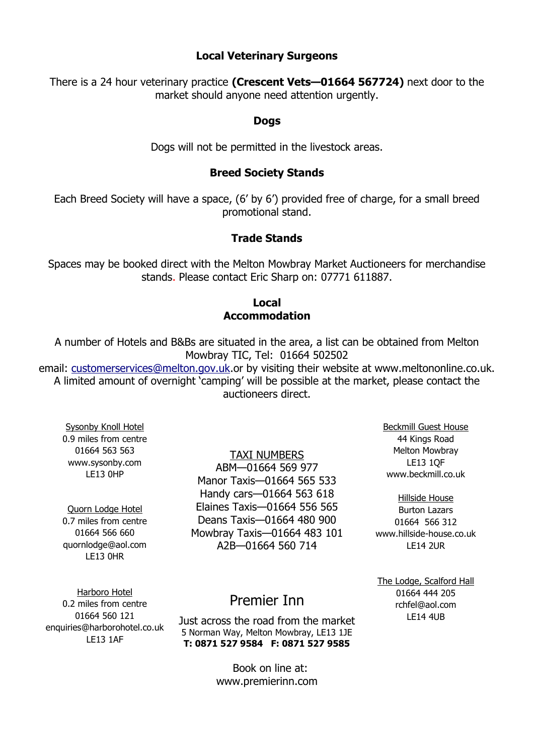### Local Veterinary Surgeons

There is a 24 hour veterinary practice **(Crescent Vets—01664 567724)** next door to the market should anyone need attention urgently.

### Dogs

Dogs will not be permitted in the livestock areas.

### Breed Society Stands

Each Breed Society will have a space, (6' by 6') provided free of charge, for a small breed promotional stand.

### Trade Stands

Spaces may be booked direct with the Melton Mowbray Market Auctioneers for merchandise stands. Please contact Eric Sharp on: 07771 611887.

### Local Accommodation

A number of Hotels and B&Bs are situated in the area, a list can be obtained from Melton Mowbray TIC, Tel: 01664 502502
email: customerservices@melton.gov.uk.or by visiting their website at www.meltononline.co.uk. A limited amount of overnight 'camping' will be possible at the market, please contact the auctioneers direct.

Sysonby Knoll Hotel
0.9 miles from centre
01664 563 563
www.sysonby.com
LE13 0HP

Quorn Lodge Hotel
0.7 miles from centre
01664 566 660
quornlodge@aol.com
LE13 0HR

Harboro Hotel
0.2 miles from centre
01664 560 121
enquiries@harborohotel.co.uk
LE13 1AF

TAXI NUMBERS
ABM—01664 569 977
Manor Taxis—01664 565 533
Handy cars—01664 563 618
Elaines Taxis—01664 556 565
Deans Taxis—01664 480 900
Mowbray Taxis—01664 483 101
A2B—01664 560 714

Premier Inn
Just across the road from the market
5 Norman Way, Melton Mowbray, LE13 1JE
**T: 0871 527 9584 F: 0871 527 9585**

Book on line at:
www.premierinn.com

Beckmill Guest House
44 Kings Road
Melton Mowbray
LE13 1QF
www.beckmill.co.uk

Hillside House
Burton Lazars
01664 566 312
www.hillside-house.co.uk
LE14 2UR

The Lodge, Scalford Hall
01664 444 205
rchfel@aol.com
LE14 4UB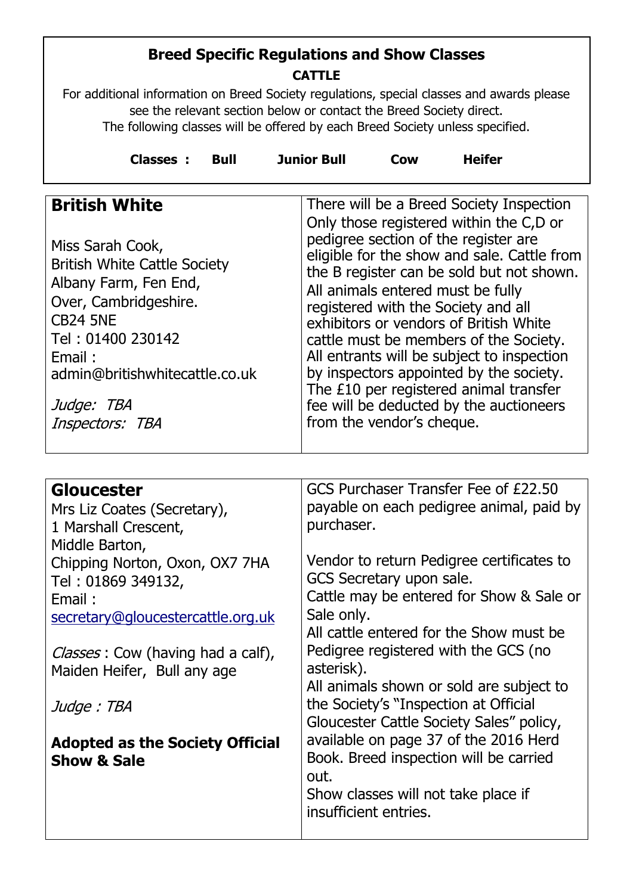## Breed Specific Regulations and Show Classes

**CATTLE**

For additional information on Breed Society regulations, special classes and awards please see the relevant section below or contact the Breed Society direct.
The following classes will be offered by each Breed Society unless specified.

**Classes : Bull Junior Bull Cow Heifer**

### British White

Miss Sarah Cook,
British White Cattle Society
Albany Farm, Fen End,
Over, Cambridgeshire.
CB24 5NE
Tel : 01400 230142
Email :
admin@britishwhitecattle.co.uk

*Judge: TBA*
*Inspectors: TBA*

There will be a Breed Society Inspection
Only those registered within the C,D or pedigree section of the register are eligible for the show and sale. Cattle from the B register can be sold but not shown.
All animals entered must be fully registered with the Society and all exhibitors or vendors of British White cattle must be members of the Society.
All entrants will be subject to inspection by inspectors appointed by the society.
The £10 per registered animal transfer fee will be deducted by the auctioneers from the vendor's cheque.

### Gloucester

Mrs Liz Coates (Secretary),
1 Marshall Crescent,
Middle Barton,
Chipping Norton, Oxon, OX7 7HA
Tel : 01869 349132,
Email :
secretary@gloucestercattle.org.uk

*Classes* : Cow (having had a calf), Maiden Heifer, Bull any age

*Judge : TBA*

**Adopted as the Society Official Show & Sale**

GCS Purchaser Transfer Fee of £22.50 payable on each pedigree animal, paid by purchaser.

Vendor to return Pedigree certificates to GCS Secretary upon sale.
Cattle may be entered for Show & Sale or Sale only.
All cattle entered for the Show must be Pedigree registered with the GCS (no asterisk).
All animals shown or sold are subject to the Society's "Inspection at Official Gloucester Cattle Society Sales" policy, available on page 37 of the 2016 Herd Book. Breed inspection will be carried out.
Show classes will not take place if insufficient entries.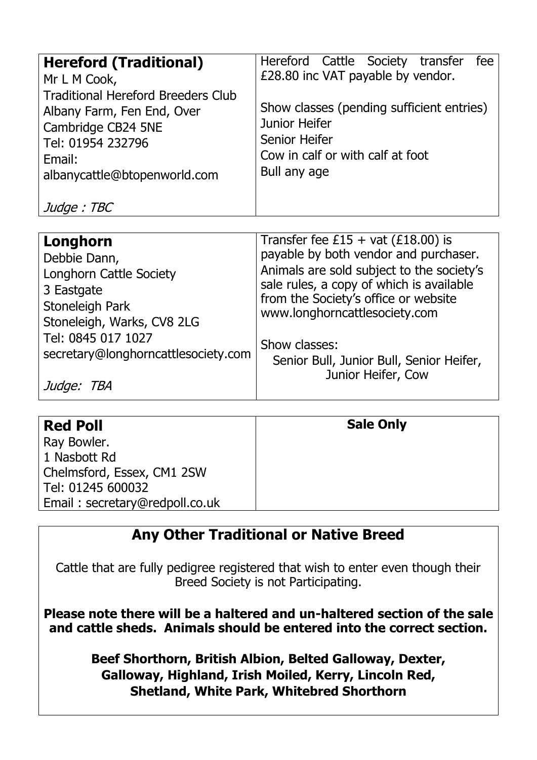| **Hereford (Traditional)**<br>Mr L M Cook,<br>Traditional Hereford Breeders Club<br>Albany Farm, Fen End, Over<br>Cambridge CB24 5NE<br>Tel: 01954 232796<br>Email:<br>albanycattle@btopenworld.com<br><br>*Judge : TBC* | Hereford Cattle Society transfer fee £28.80 inc VAT payable by vendor.<br><br>Show classes (pending sufficient entries)<br>Junior Heifer<br>Senior Heifer<br>Cow in calf or with calf at foot<br>Bull any age |
| --- | --- |

| **Longhorn**<br>Debbie Dann,<br>Longhorn Cattle Society<br>3 Eastgate<br>Stoneleigh Park<br>Stoneleigh, Warks, CV8 2LG<br>Tel: 0845 017 1027<br>secretary@longhorncattlesociety.com<br><br>*Judge: TBA* | Transfer fee £15 + vat (£18.00) is payable by both vendor and purchaser.<br>Animals are sold subject to the society's sale rules, a copy of which is available from the Society's office or website www.longhorncattlesociety.com<br><br>Show classes:<br>Senior Bull, Junior Bull, Senior Heifer, Junior Heifer, Cow |
| --- | --- |

| **Red Poll**<br>Ray Bowler.<br>1 Nasbott Rd<br>Chelmsford, Essex, CM1 2SW<br>Tel: 01245 600032<br>Email : secretary@redpoll.co.uk | **Sale Only** |
| --- | --- |

## Any Other Traditional or Native Breed

Cattle that are fully pedigree registered that wish to enter even though their Breed Society is not Participating.

**Please note there will be a haltered and un-haltered section of the sale and cattle sheds. Animals should be entered into the correct section.**

**Beef Shorthorn, British Albion, Belted Galloway, Dexter, Galloway, Highland, Irish Moiled, Kerry, Lincoln Red, Shetland, White Park, Whitebred Shorthorn**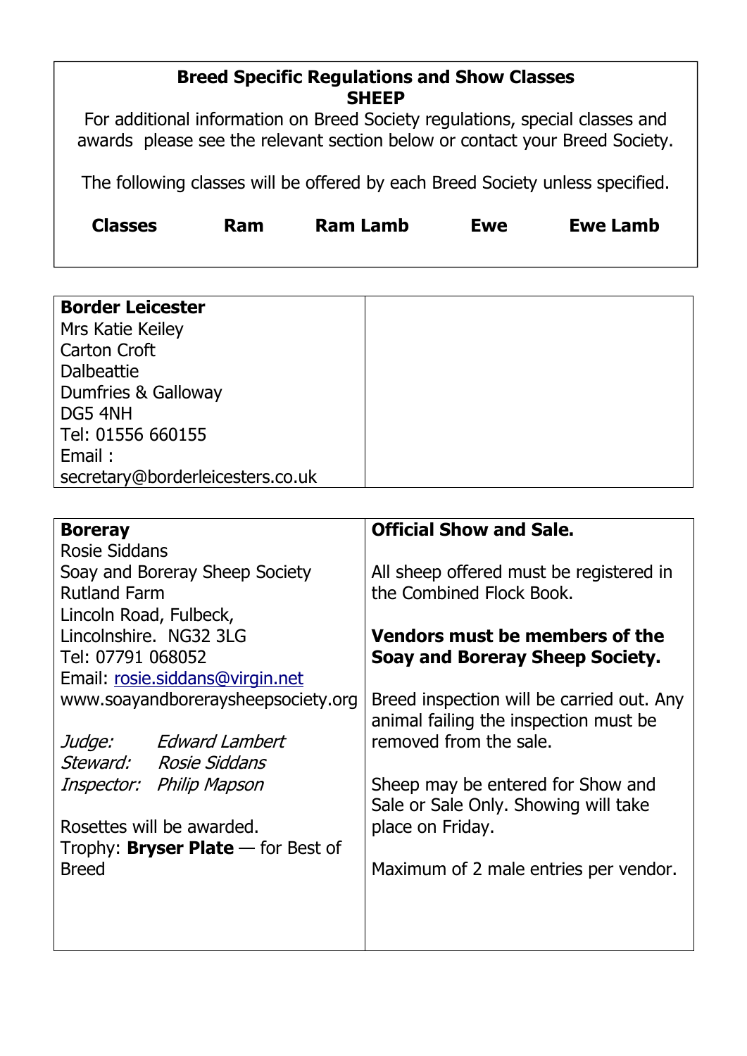## Breed Specific Regulations and Show Classes
## SHEEP

For additional information on Breed Society regulations, special classes and awards please see the relevant section below or contact your Breed Society.

The following classes will be offered by each Breed Society unless specified.

| **Classes** | **Ram** | **Ram Lamb** | **Ewe** | **Ewe Lamb** |
|---|---|---|---|---|

### Border Leicester

Mrs Katie Keiley
Carton Croft
Dalbeattie
Dumfries & Galloway
DG5 4NH
Tel: 01556 660155
Email : secretary@borderleicesters.co.uk

### Boreray

Rosie Siddans
Soay and Boreray Sheep Society
Rutland Farm
Lincoln Road, Fulbeck,
Lincolnshire. NG32 3LG
Tel: 07791 068052
Email: rosie.siddans@virgin.net
www.soayandboreraysheepsociety.org

*Judge:* *Edward Lambert*
*Steward:* *Rosie Siddans*
*Inspector:* *Philip Mapson*

Rosettes will be awarded.
Trophy: **Bryser Plate** — for Best of Breed

**Official Show and Sale.**

All sheep offered must be registered in the Combined Flock Book.

**Vendors must be members of the Soay and Boreray Sheep Society.**

Breed inspection will be carried out. Any animal failing the inspection must be removed from the sale.

Sheep may be entered for Show and Sale or Sale Only. Showing will take place on Friday.

Maximum of 2 male entries per vendor.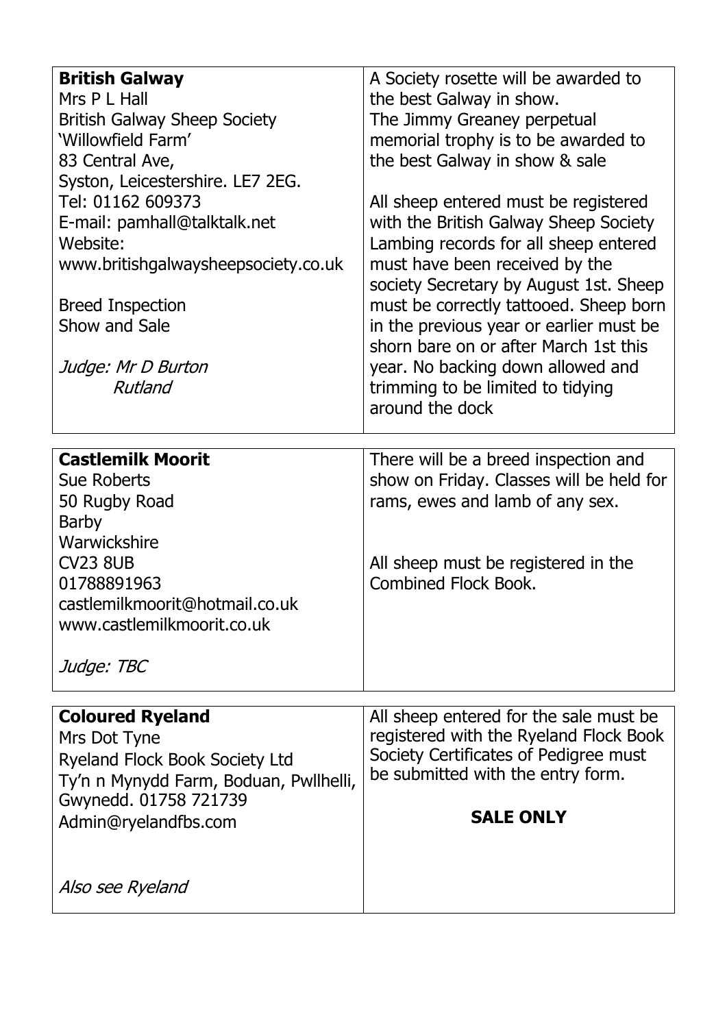| **British Galway**<br>Mrs P L Hall<br>British Galway Sheep Society<br>'Willowfield Farm'<br>83 Central Ave,<br>Syston, Leicestershire. LE7 2EG.<br>Tel: 01162 609373<br>E-mail: pamhall@talktalk.net<br>Website:<br>www.britishgalwaysheepsociety.co.uk<br><br>Breed Inspection<br>Show and Sale<br><br>*Judge: Mr D Burton*<br>*Rutland* | A Society rosette will be awarded to the best Galway in show.<br>The Jimmy Greaney perpetual memorial trophy is to be awarded to the best Galway in show & sale<br><br>All sheep entered must be registered with the British Galway Sheep Society Lambing records for all sheep entered must have been received by the society Secretary by August 1st. Sheep must be correctly tattooed. Sheep born in the previous year or earlier must be shorn bare on or after March 1st this year. No backing down allowed and trimming to be limited to tidying around the dock |
|---|---|

| **Castlemilk Moorit**<br>Sue Roberts<br>50 Rugby Road<br>Barby<br>Warwickshire<br>CV23 8UB<br>01788891963<br>castlemilkmoorit@hotmail.co.uk<br>www.castlemilkmoorit.co.uk<br><br>*Judge: TBC* | There will be a breed inspection and show on Friday. Classes will be held for rams, ewes and lamb of any sex.<br><br>All sheep must be registered in the Combined Flock Book. |
|---|---|

| **Coloured Ryeland**<br>Mrs Dot Tyne<br>Ryeland Flock Book Society Ltd<br>Ty'n n Mynydd Farm, Boduan, Pwllheli, Gwynedd. 01758 721739<br>Admin@ryelandfbs.com<br><br>*Also see Ryeland* | All sheep entered for the sale must be registered with the Ryeland Flock Book Society Certificates of Pedigree must be submitted with the entry form.<br><br>**SALE ONLY** |
|---|---|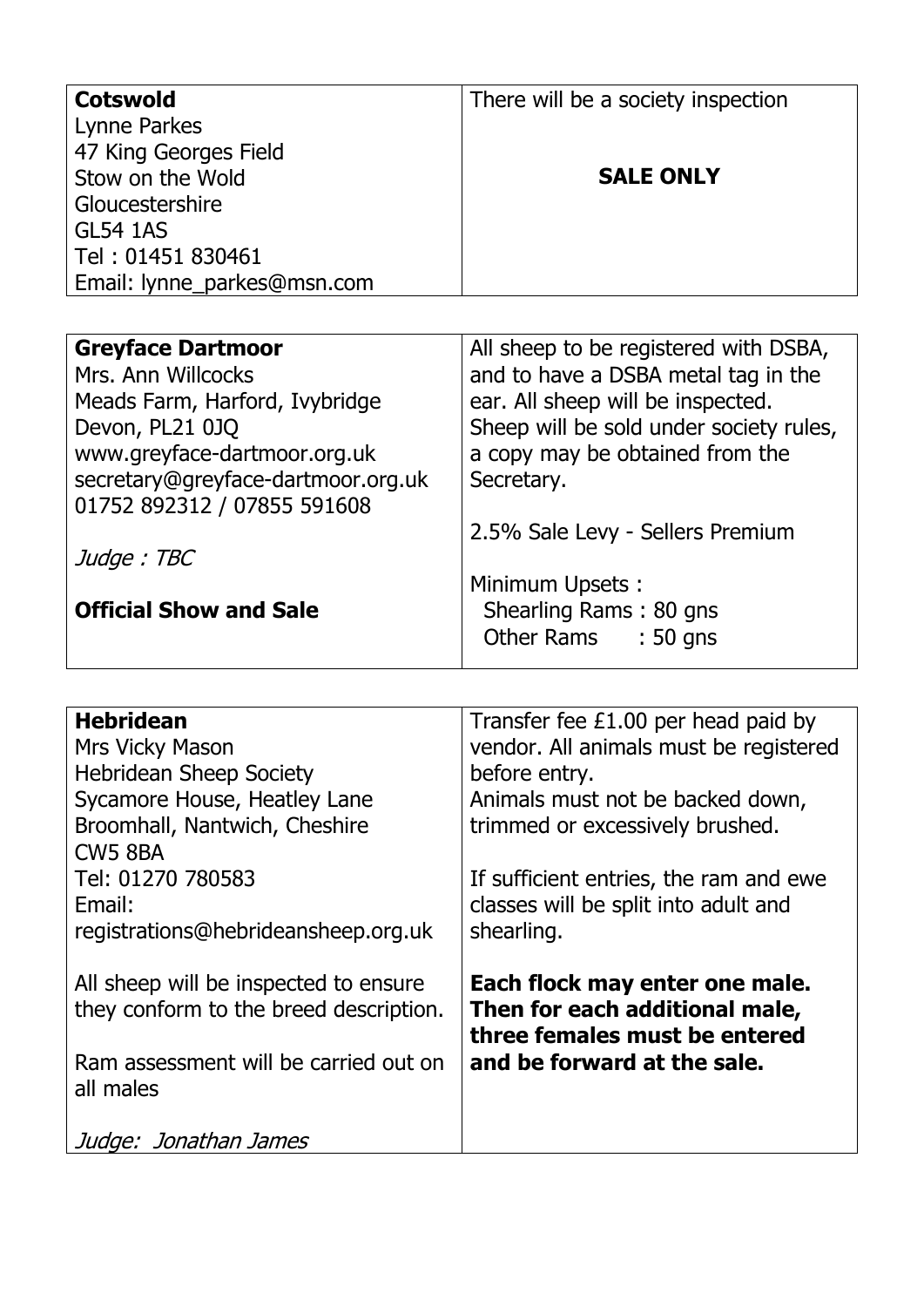| **Cotswold**<br>Lynne Parkes<br>47 King Georges Field<br>Stow on the Wold<br>Gloucestershire<br>GL54 1AS<br>Tel : 01451 830461<br>Email: lynne_parkes@msn.com | There will be a society inspection<br><br>**SALE ONLY** |
| --- | --- |

| **Greyface Dartmoor**<br>Mrs. Ann Willcocks<br>Meads Farm, Harford, Ivybridge<br>Devon, PL21 0JQ<br>www.greyface-dartmoor.org.uk<br>secretary@greyface-dartmoor.org.uk<br>01752 892312 / 07855 591608<br><br>*Judge : TBC*<br><br>**Official Show and Sale** | All sheep to be registered with DSBA, and to have a DSBA metal tag in the ear. All sheep will be inspected. Sheep will be sold under society rules, a copy may be obtained from the Secretary.<br><br>2.5% Sale Levy - Sellers Premium<br><br>Minimum Upsets :<br>Shearling Rams : 80 gns<br>Other Rams : 50 gns |
| --- | --- |

| **Hebridean**<br>Mrs Vicky Mason<br>Hebridean Sheep Society<br>Sycamore House, Heatley Lane<br>Broomhall, Nantwich, Cheshire<br>CW5 8BA<br>Tel: 01270 780583<br>Email:<br>registrations@hebrideansheep.org.uk<br><br>All sheep will be inspected to ensure they conform to the breed description.<br><br>Ram assessment will be carried out on all males<br><br>*Judge: Jonathan James* | Transfer fee £1.00 per head paid by vendor. All animals must be registered before entry.<br>Animals must not be backed down, trimmed or excessively brushed.<br><br>If sufficient entries, the ram and ewe classes will be split into adult and shearling.<br><br>**Each flock may enter one male. Then for each additional male, three females must be entered and be forward at the sale.** |
| --- | --- |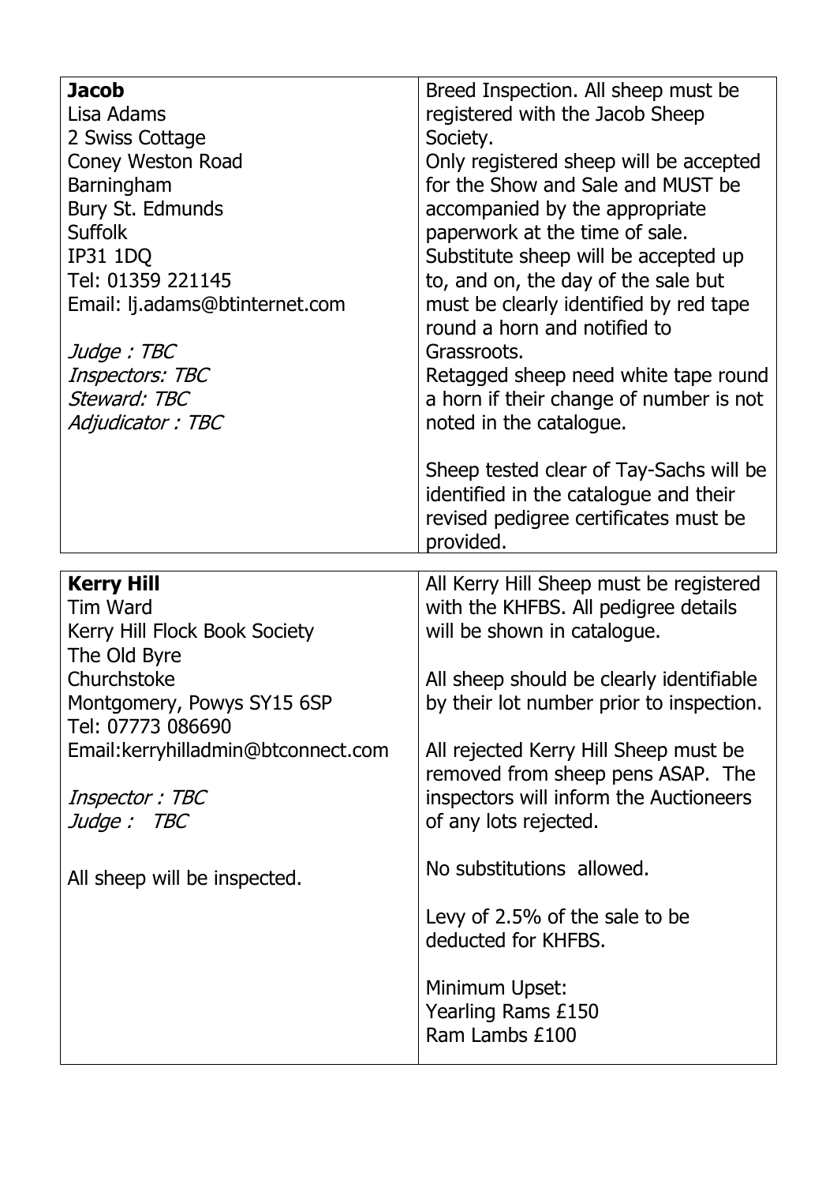| **Jacob**<br>Lisa Adams<br>2 Swiss Cottage<br>Coney Weston Road<br>Barningham<br>Bury St. Edmunds<br>Suffolk<br>IP31 1DQ<br>Tel: 01359 221145<br>Email: lj.adams@btinternet.com<br><br>*Judge : TBC*<br>*Inspectors: TBC*<br>*Steward: TBC*<br>*Adjudicator : TBC* | Breed Inspection. All sheep must be registered with the Jacob Sheep Society.<br>Only registered sheep will be accepted for the Show and Sale and MUST be accompanied by the appropriate paperwork at the time of sale.<br>Substitute sheep will be accepted up to, and on, the day of the sale but must be clearly identified by red tape round a horn and notified to Grassroots.<br>Retagged sheep need white tape round a horn if their change of number is not noted in the catalogue.<br><br>Sheep tested clear of Tay-Sachs will be identified in the catalogue and their revised pedigree certificates must be provided. |
|---|---|

| **Kerry Hill**<br>Tim Ward<br>Kerry Hill Flock Book Society<br>The Old Byre<br>Churchstoke<br>Montgomery, Powys SY15 6SP<br>Tel: 07773 086690<br>Email:kerryhilladmin@btconnect.com<br><br>*Inspector : TBC*<br>*Judge : TBC*<br><br>All sheep will be inspected. | All Kerry Hill Sheep must be registered with the KHFBS. All pedigree details will be shown in catalogue.<br><br>All sheep should be clearly identifiable by their lot number prior to inspection.<br><br>All rejected Kerry Hill Sheep must be removed from sheep pens ASAP. The inspectors will inform the Auctioneers of any lots rejected.<br><br>No substitutions allowed.<br><br>Levy of 2.5% of the sale to be deducted for KHFBS.<br><br>Minimum Upset:<br>Yearling Rams £150<br>Ram Lambs £100 |
|---|---|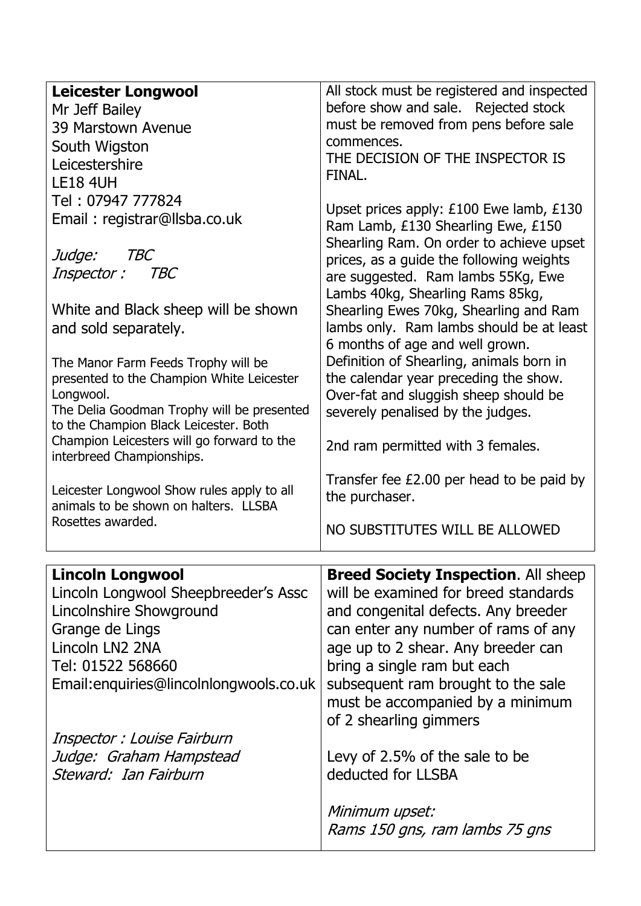| **Leicester Longwool**<br>Mr Jeff Bailey<br>39 Marstown Avenue<br>South Wigston<br>Leicestershire<br>LE18 4UH<br>Tel : 07947 777824<br>Email : registrar@llsba.co.uk<br><br>*Judge: TBC*<br>*Inspector : TBC*<br><br>White and Black sheep will be shown and sold separately.<br><br>The Manor Farm Feeds Trophy will be presented to the Champion White Leicester Longwool.<br>The Delia Goodman Trophy will be presented to the Champion Black Leicester. Both Champion Leicesters will go forward to the interbreed Championships.<br><br>Leicester Longwool Show rules apply to all animals to be shown on halters. LLSBA Rosettes awarded. | All stock must be registered and inspected before show and sale. Rejected stock must be removed from pens before sale commences.<br>THE DECISION OF THE INSPECTOR IS FINAL.<br><br>Upset prices apply: £100 Ewe lamb, £130 Ram Lamb, £130 Shearling Ewe, £150 Shearling Ram. On order to achieve upset prices, as a guide the following weights are suggested. Ram lambs 55Kg, Ewe Lambs 40kg, Shearling Rams 85kg, Shearling Ewes 70kg, Shearling and Ram lambs only. Ram lambs should be at least 6 months of age and well grown.<br>Definition of Shearling, animals born in the calendar year preceding the show.<br>Over-fat and sluggish sheep should be severely penalised by the judges.<br><br>2nd ram permitted with 3 females.<br><br>Transfer fee £2.00 per head to be paid by the purchaser.<br><br>NO SUBSTITUTES WILL BE ALLOWED |
|---|---|

| **Lincoln Longwool**<br>Lincoln Longwool Sheepbreeder's Assc<br>Lincolnshire Showground<br>Grange de Lings<br>Lincoln LN2 2NA<br>Tel: 01522 568660<br>Email:enquiries@lincolnlongwools.co.uk<br><br>*Inspector : Louise Fairburn*<br>*Judge: Graham Hampstead*<br>*Steward: Ian Fairburn* | **Breed Society Inspection**. All sheep will be examined for breed standards and congenital defects. Any breeder can enter any number of rams of any age up to 2 shear. Any breeder can bring a single ram but each subsequent ram brought to the sale must be accompanied by a minimum of 2 shearling gimmers<br><br>Levy of 2.5% of the sale to be deducted for LLSBA<br><br>*Minimum upset:*<br>*Rams 150 gns, ram lambs 75 gns* |
|---|---|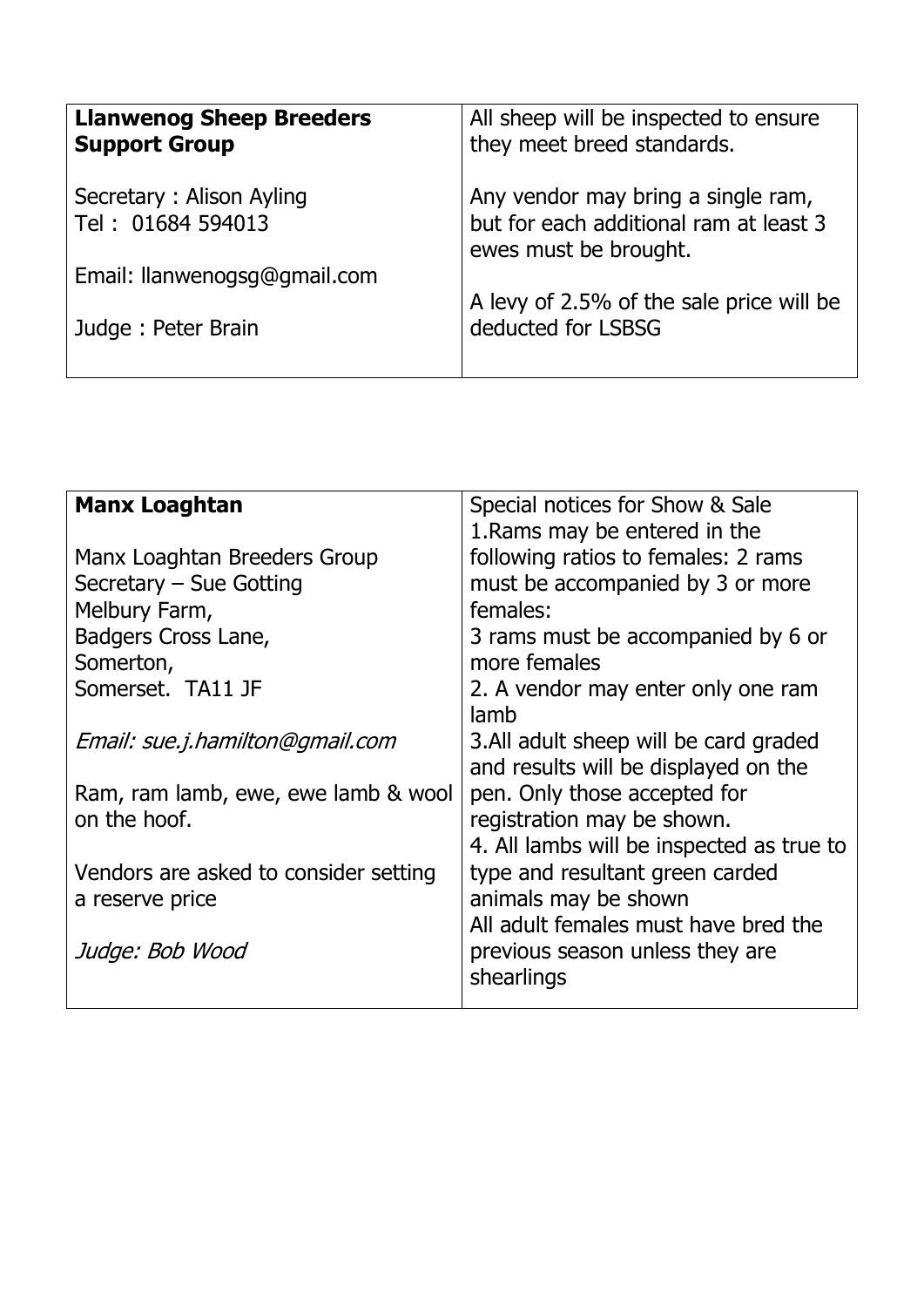| **Llanwenog Sheep Breeders Support Group**<br><br>Secretary : Alison Ayling<br>Tel : 01684 594013<br><br>Email: llanwenogsg@gmail.com<br><br>Judge : Peter Brain | All sheep will be inspected to ensure they meet breed standards.<br><br>Any vendor may bring a single ram, but for each additional ram at least 3 ewes must be brought.<br><br>A levy of 2.5% of the sale price will be deducted for LSBSG |
|---|---|

| **Manx Loaghtan**<br><br>Manx Loaghtan Breeders Group<br>Secretary – Sue Gotting<br>Melbury Farm,<br>Badgers Cross Lane,<br>Somerton,<br>Somerset. TA11 JF<br><br>*Email: sue.j.hamilton@gmail.com*<br><br>Ram, ram lamb, ewe, ewe lamb & wool on the hoof.<br><br>Vendors are asked to consider setting a reserve price<br><br>*Judge: Bob Wood* | Special notices for Show & Sale<br>1.Rams may be entered in the following ratios to females: 2 rams must be accompanied by 3 or more females:<br>3 rams must be accompanied by 6 or more females<br>2. A vendor may enter only one ram lamb<br>3.All adult sheep will be card graded and results will be displayed on the pen. Only those accepted for registration may be shown.<br>4. All lambs will be inspected as true to type and resultant green carded animals may be shown<br>All adult females must have bred the previous season unless they are shearlings |
|---|---|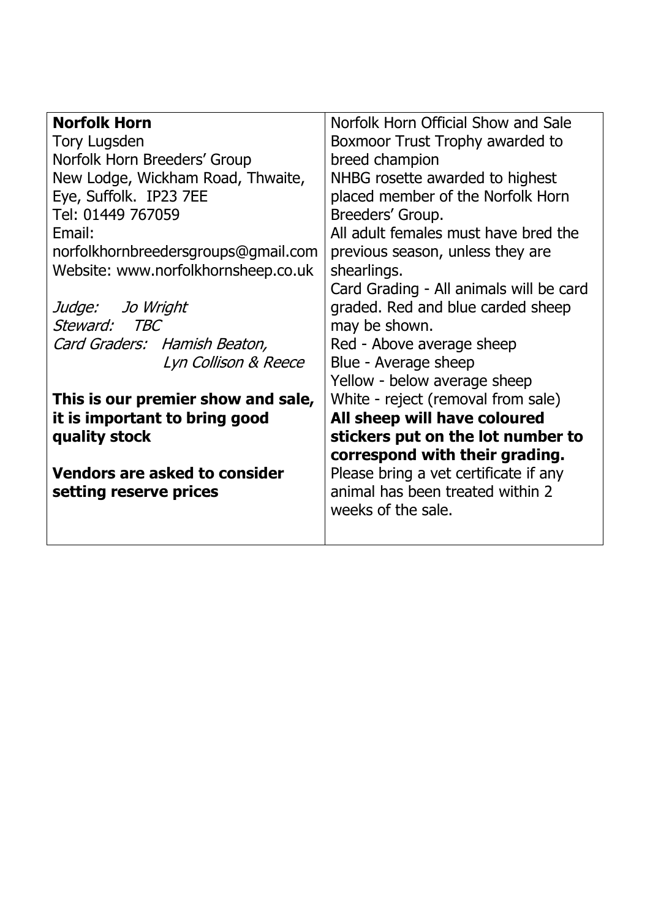**Norfolk Horn**
Tory Lugsden
Norfolk Horn Breeders' Group
New Lodge, Wickham Road, Thwaite,
Eye, Suffolk. IP23 7EE
Tel: 01449 767059
Email:
norfolkhornbreedersgroups@gmail.com
Website: www.norfolkhornsheep.co.uk

*Judge: Jo Wright*
*Steward: TBC*
*Card Graders: Hamish Beaton, Lyn Collison & Reece*

**This is our premier show and sale, it is important to bring good quality stock**

**Vendors are asked to consider setting reserve prices**

Norfolk Horn Official Show and Sale
Boxmoor Trust Trophy awarded to breed champion
NHBG rosette awarded to highest placed member of the Norfolk Horn Breeders' Group.
All adult females must have bred the previous season, unless they are shearlings.
Card Grading - All animals will be card graded. Red and blue carded sheep may be shown.
Red - Above average sheep
Blue - Average sheep
Yellow - below average sheep
White - reject (removal from sale)
**All sheep will have coloured stickers put on the lot number to correspond with their grading.**
Please bring a vet certificate if any animal has been treated within 2 weeks of the sale.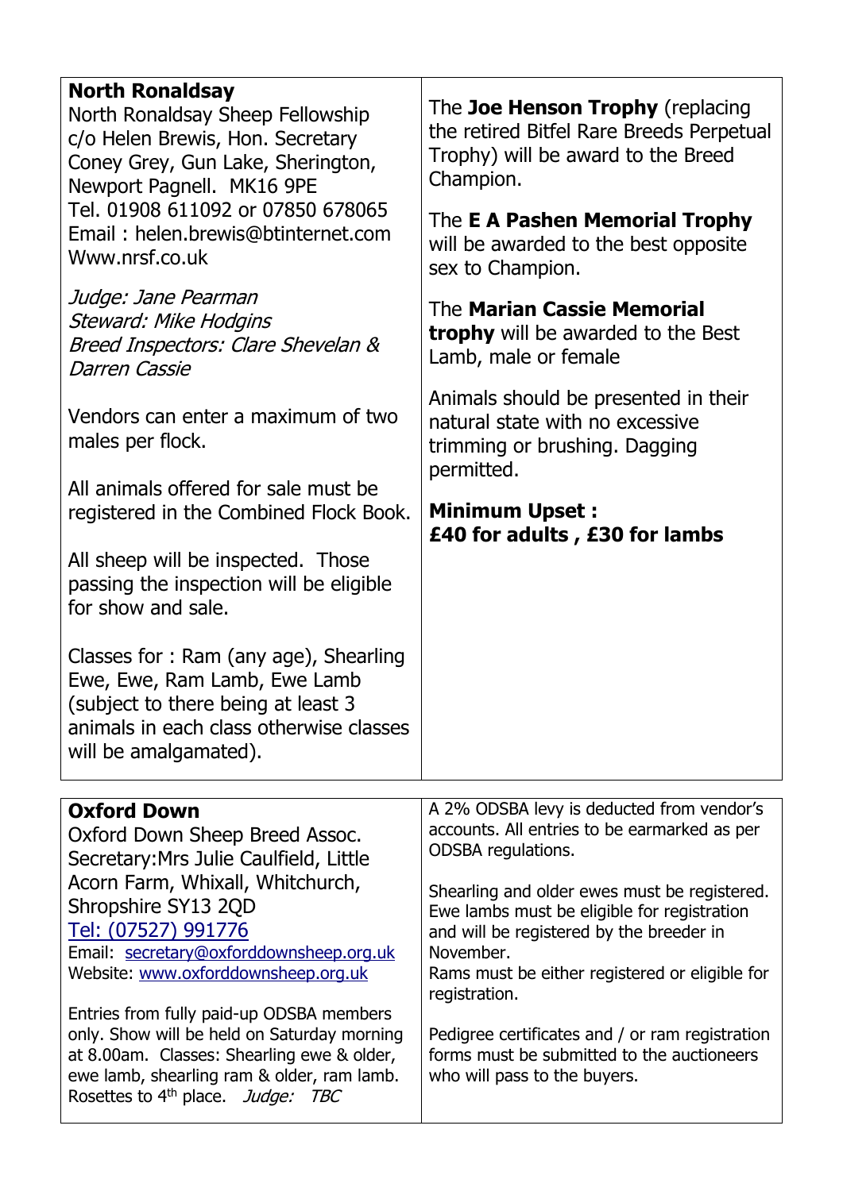## North Ronaldsay

North Ronaldsay Sheep Fellowship
c/o Helen Brewis, Hon. Secretary
Coney Grey, Gun Lake, Sherington,
Newport Pagnell. MK16 9PE
Tel. 01908 611092 or 07850 678065
Email : helen.brewis@btinternet.com
Www.nrsf.co.uk

*Judge: Jane Pearman*
*Steward: Mike Hodgins*
*Breed Inspectors: Clare Shevelan & Darren Cassie*

Vendors can enter a maximum of two males per flock.

All animals offered for sale must be registered in the Combined Flock Book.

All sheep will be inspected. Those passing the inspection will be eligible for show and sale.

Classes for : Ram (any age), Shearling Ewe, Ewe, Ram Lamb, Ewe Lamb (subject to there being at least 3 animals in each class otherwise classes will be amalgamated).

The **Joe Henson Trophy** (replacing the retired Bitfel Rare Breeds Perpetual Trophy) will be award to the Breed Champion.

The **E A Pashen Memorial Trophy** will be awarded to the best opposite sex to Champion.

The **Marian Cassie Memorial trophy** will be awarded to the Best Lamb, male or female

Animals should be presented in their natural state with no excessive trimming or brushing. Dagging permitted.

**Minimum Upset :**
**£40 for adults , £30 for lambs**

## Oxford Down

Oxford Down Sheep Breed Assoc.
Secretary:Mrs Julie Caulfield, Little Acorn Farm, Whixall, Whitchurch, Shropshire SY13 2QD
Tel: (07527) 991776
Email: secretary@oxforddownsheep.org.uk
Website: www.oxforddownsheep.org.uk

Entries from fully paid-up ODSBA members only. Show will be held on Saturday morning at 8.00am. Classes: Shearling ewe & older, ewe lamb, shearling ram & older, ram lamb. Rosettes to 4th place. *Judge: TBC*

A 2% ODSBA levy is deducted from vendor's accounts. All entries to be earmarked as per ODSBA regulations.

Shearling and older ewes must be registered. Ewe lambs must be eligible for registration and will be registered by the breeder in November.
Rams must be either registered or eligible for registration.

Pedigree certificates and / or ram registration forms must be submitted to the auctioneers who will pass to the buyers.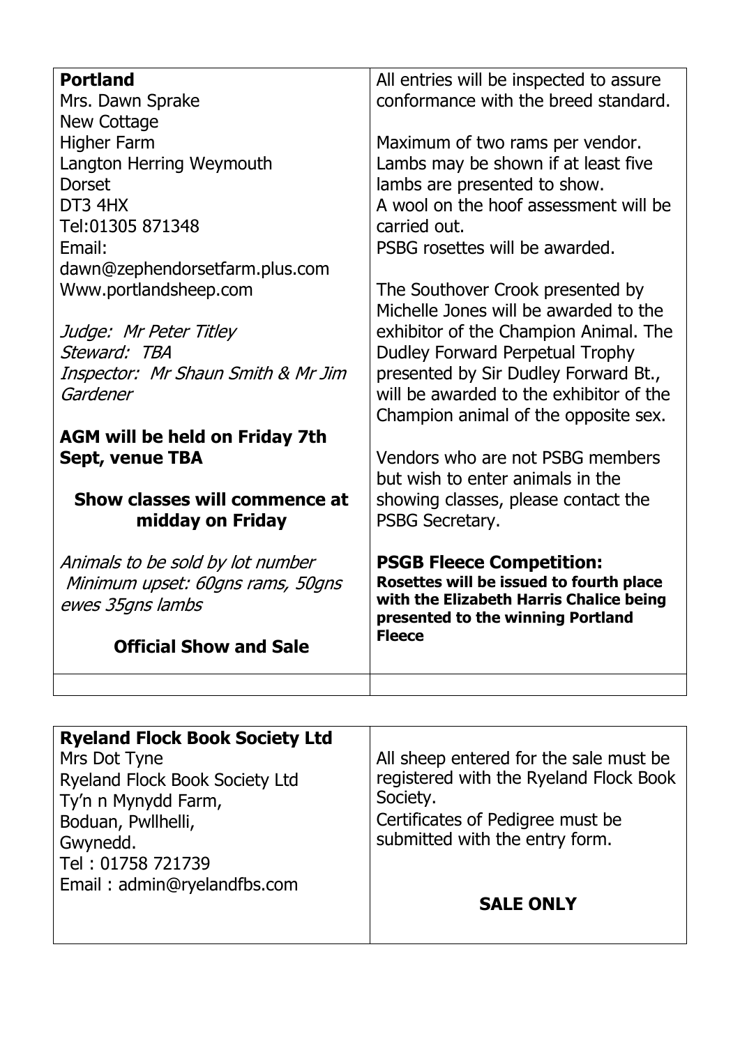**Portland**
Mrs. Dawn Sprake
New Cottage
Higher Farm
Langton Herring Weymouth
Dorset
DT3 4HX
Tel:01305 871348
Email:
dawn@zephendorsetfarm.plus.com
Www.portlandsheep.com

*Judge: Mr Peter Titley*
*Steward: TBA*
*Inspector: Mr Shaun Smith & Mr Jim Gardener*

**AGM will be held on Friday 7th Sept, venue TBA**

**Show classes will commence at midday on Friday**

*Animals to be sold by lot number*
*Minimum upset: 60gns rams, 50gns ewes 35gns lambs*

**Official Show and Sale**

All entries will be inspected to assure conformance with the breed standard.

Maximum of two rams per vendor.
Lambs may be shown if at least five lambs are presented to show.
A wool on the hoof assessment will be carried out.
PSBG rosettes will be awarded.

The Southover Crook presented by Michelle Jones will be awarded to the exhibitor of the Champion Animal. The Dudley Forward Perpetual Trophy presented by Sir Dudley Forward Bt., will be awarded to the exhibitor of the Champion animal of the opposite sex.

Vendors who are not PSBG members but wish to enter animals in the showing classes, please contact the PSBG Secretary.

**PSGB Fleece Competition:**
**Rosettes will be issued to fourth place with the Elizabeth Harris Chalice being presented to the winning Portland Fleece**

---

**Ryeland Flock Book Society Ltd**
Mrs Dot Tyne
Ryeland Flock Book Society Ltd
Ty'n n Mynydd Farm,
Boduan, Pwllhelli,
Gwynedd.
Tel : 01758 721739
Email : admin@ryelandfbs.com

All sheep entered for the sale must be registered with the Ryeland Flock Book Society.
Certificates of Pedigree must be submitted with the entry form.

**SALE ONLY**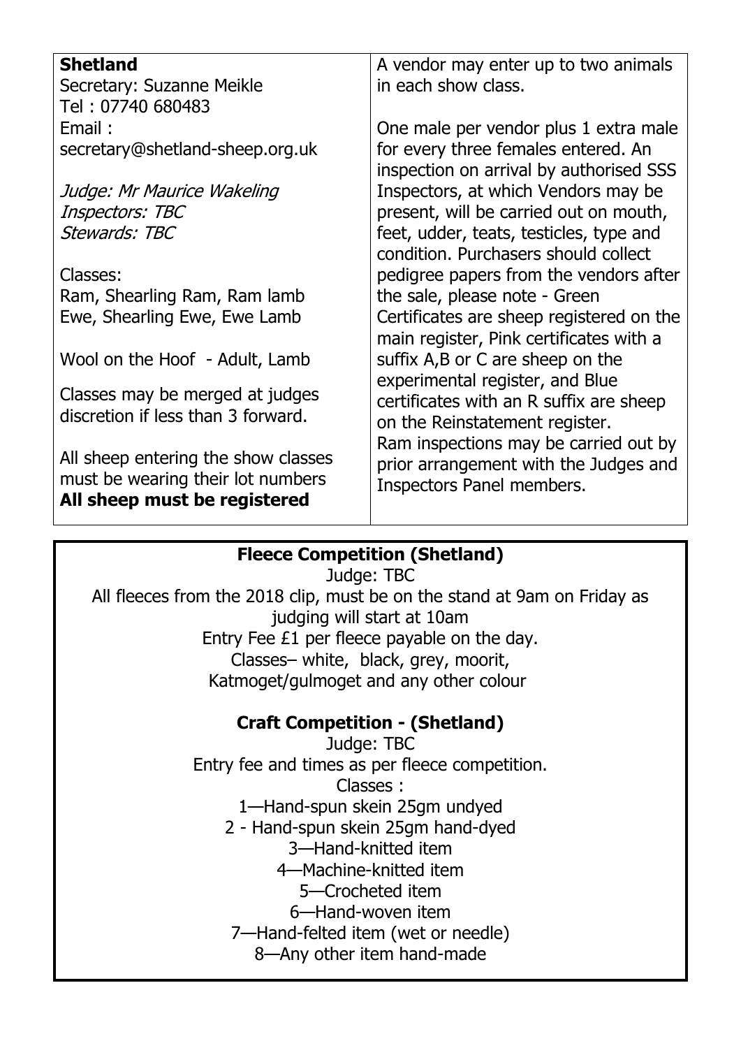**Shetland**

Secretary: Suzanne Meikle
Tel : 07740 680483
Email :
secretary@shetland-sheep.org.uk

*Judge: Mr Maurice Wakeling*
*Inspectors: TBC*
*Stewards: TBC*

Classes:
Ram, Shearling Ram, Ram lamb
Ewe, Shearling Ewe, Ewe Lamb

Wool on the Hoof - Adult, Lamb

Classes may be merged at judges discretion if less than 3 forward.

All sheep entering the show classes must be wearing their lot numbers
**All sheep must be registered**

A vendor may enter up to two animals in each show class.

One male per vendor plus 1 extra male for every three females entered. An inspection on arrival by authorised SSS Inspectors, at which Vendors may be present, will be carried out on mouth, feet, udder, teats, testicles, type and condition. Purchasers should collect pedigree papers from the vendors after the sale, please note - Green Certificates are sheep registered on the main register, Pink certificates with a suffix A,B or C are sheep on the experimental register, and Blue certificates with an R suffix are sheep on the Reinstatement register.
Ram inspections may be carried out by prior arrangement with the Judges and Inspectors Panel members.

**Fleece Competition (Shetland)**

Judge: TBC

All fleeces from the 2018 clip, must be on the stand at 9am on Friday as judging will start at 10am

Entry Fee £1 per fleece payable on the day.

Classes– white, black, grey, moorit,
Katmoget/gulmoget and any other colour

**Craft Competition - (Shetland)**

Judge: TBC

Entry fee and times as per fleece competition.

Classes :

1—Hand-spun skein 25gm undyed
2 - Hand-spun skein 25gm hand-dyed
3—Hand-knitted item
4—Machine-knitted item
5—Crocheted item
6—Hand-woven item
7—Hand-felted item (wet or needle)
8—Any other item hand-made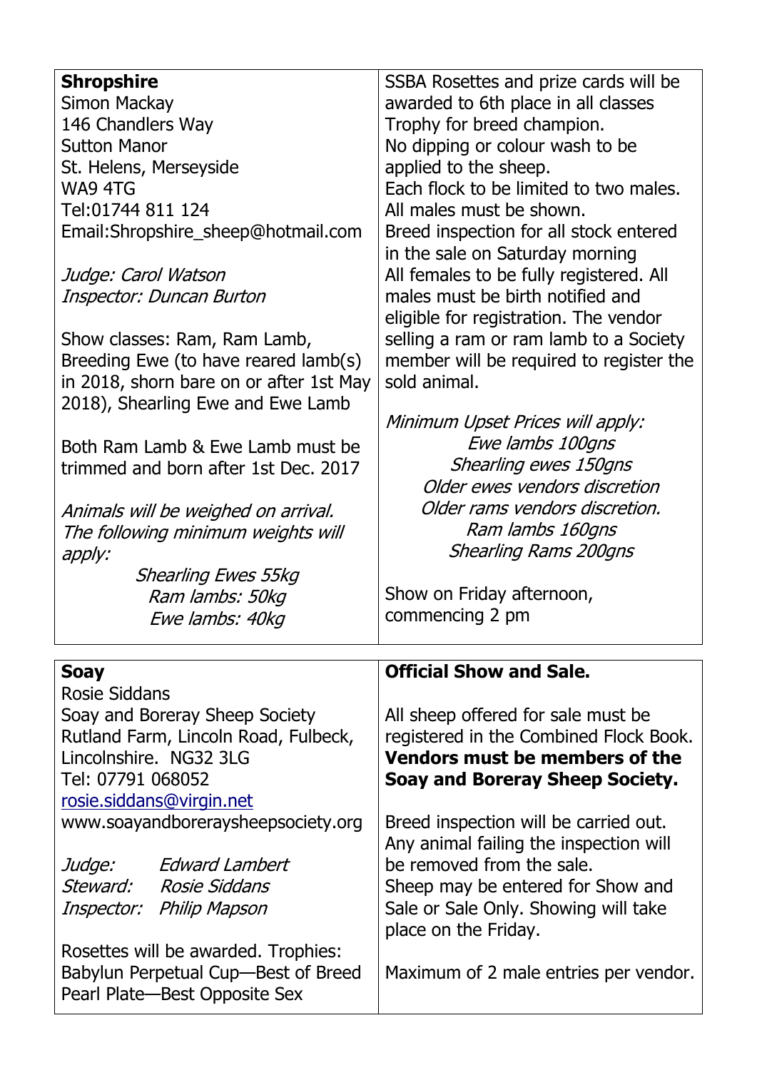**Shropshire**
Simon Mackay
146 Chandlers Way
Sutton Manor
St. Helens, Merseyside
WA9 4TG
Tel:01744 811 124
Email:Shropshire_sheep@hotmail.com

*Judge: Carol Watson*
*Inspector: Duncan Burton*

Show classes: Ram, Ram Lamb, Breeding Ewe (to have reared lamb(s) in 2018, shorn bare on or after 1st May 2018), Shearling Ewe and Ewe Lamb

Both Ram Lamb & Ewe Lamb must be trimmed and born after 1st Dec. 2017

*Animals will be weighed on arrival. The following minimum weights will apply:*

*Shearling Ewes 55kg*
*Ram lambs: 50kg*
*Ewe lambs: 40kg*

SSBA Rosettes and prize cards will be awarded to 6th place in all classes
Trophy for breed champion.
No dipping or colour wash to be applied to the sheep.
Each flock to be limited to two males.
All males must be shown.
Breed inspection for all stock entered in the sale on Saturday morning
All females to be fully registered. All males must be birth notified and eligible for registration. The vendor selling a ram or ram lamb to a Society member will be required to register the sold animal.

*Minimum Upset Prices will apply:*
*Ewe lambs 100gns*
*Shearling ewes 150gns*
*Older ewes vendors discretion*
*Older rams vendors discretion.*
*Ram lambs 160gns*
*Shearling Rams 200gns*

Show on Friday afternoon, commencing 2 pm

**Soay**
Rosie Siddans
Soay and Boreray Sheep Society
Rutland Farm, Lincoln Road, Fulbeck, Lincolnshire. NG32 3LG
Tel: 07791 068052
rosie.siddans@virgin.net
www.soayandboreraysheepsociety.org

*Judge:* *Edward Lambert*
*Steward:* *Rosie Siddans*
*Inspector:* *Philip Mapson*

Rosettes will be awarded. Trophies:
Babylun Perpetual Cup—Best of Breed
Pearl Plate—Best Opposite Sex

**Official Show and Sale.**

All sheep offered for sale must be registered in the Combined Flock Book. **Vendors must be members of the Soay and Boreray Sheep Society.**

Breed inspection will be carried out. Any animal failing the inspection will be removed from the sale.
Sheep may be entered for Show and Sale or Sale Only. Showing will take place on the Friday.

Maximum of 2 male entries per vendor.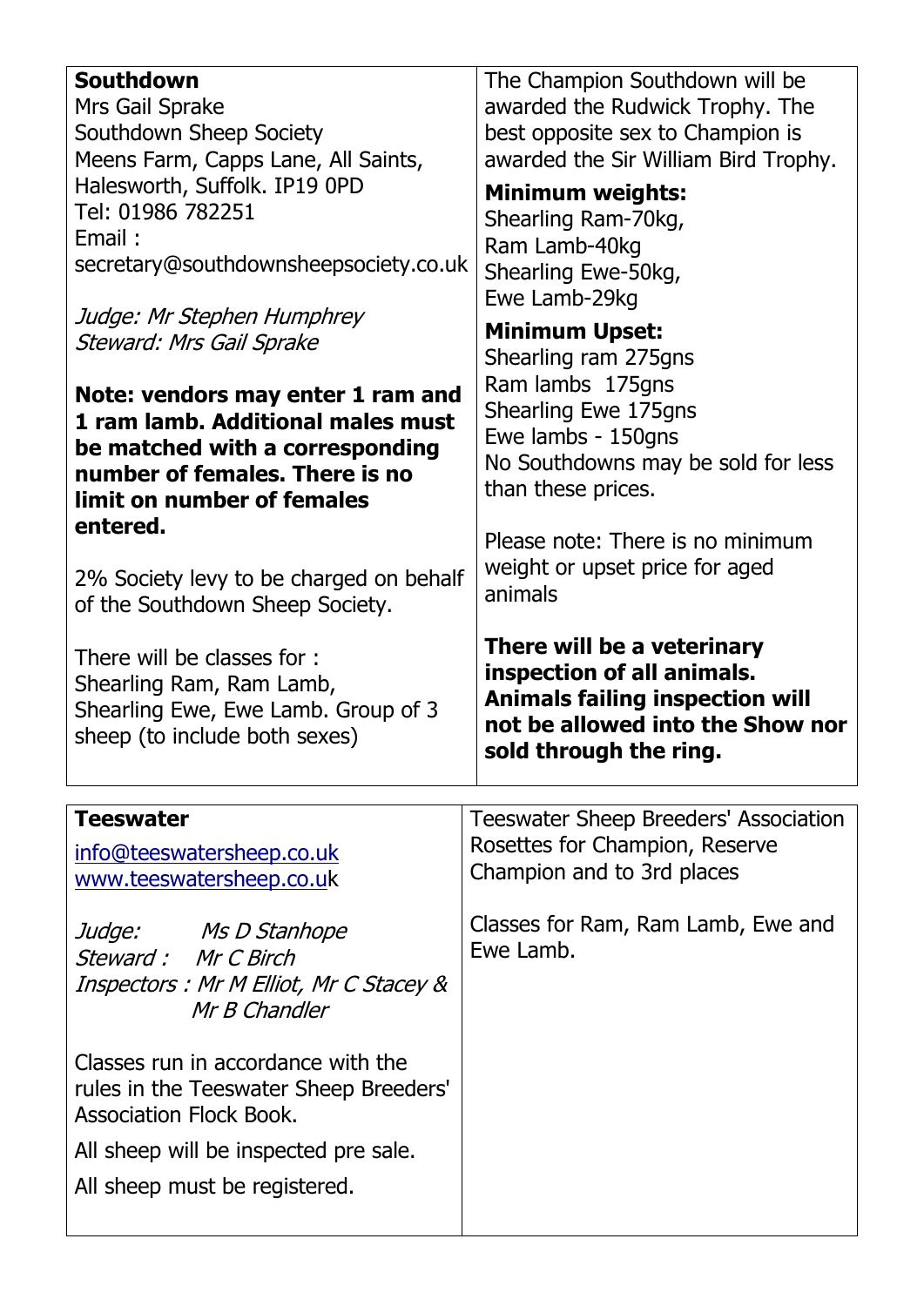## Southdown

Mrs Gail Sprake
Southdown Sheep Society
Meens Farm, Capps Lane, All Saints,
Halesworth, Suffolk. IP19 0PD
Tel: 01986 782251
Email :
secretary@southdownsheepsociety.co.uk

*Judge: Mr Stephen Humphrey*
*Steward: Mrs Gail Sprake*

**Note: vendors may enter 1 ram and 1 ram lamb. Additional males must be matched with a corresponding number of females. There is no limit on number of females entered.**

2% Society levy to be charged on behalf of the Southdown Sheep Society.

There will be classes for :
Shearling Ram, Ram Lamb,
Shearling Ewe, Ewe Lamb. Group of 3 sheep (to include both sexes)

The Champion Southdown will be awarded the Rudwick Trophy. The best opposite sex to Champion is awarded the Sir William Bird Trophy.

**Minimum weights:**
Shearling Ram-70kg,
Ram Lamb-40kg
Shearling Ewe-50kg,
Ewe Lamb-29kg

**Minimum Upset:**
Shearling ram 275gns
Ram lambs 175gns
Shearling Ewe 175gns
Ewe lambs - 150gns
No Southdowns may be sold for less than these prices.

Please note: There is no minimum weight or upset price for aged animals

**There will be a veterinary inspection of all animals. Animals failing inspection will not be allowed into the Show nor sold through the ring.**

## Teeswater

info@teeswatersheep.co.uk
www.teeswatersheep.co.uk

*Judge: Ms D Stanhope*
*Steward : Mr C Birch*
*Inspectors : Mr M Elliot, Mr C Stacey & Mr B Chandler*

Classes run in accordance with the rules in the Teeswater Sheep Breeders' Association Flock Book.

All sheep will be inspected pre sale.

All sheep must be registered.

Teeswater Sheep Breeders' Association Rosettes for Champion, Reserve Champion and to 3rd places

Classes for Ram, Ram Lamb, Ewe and Ewe Lamb.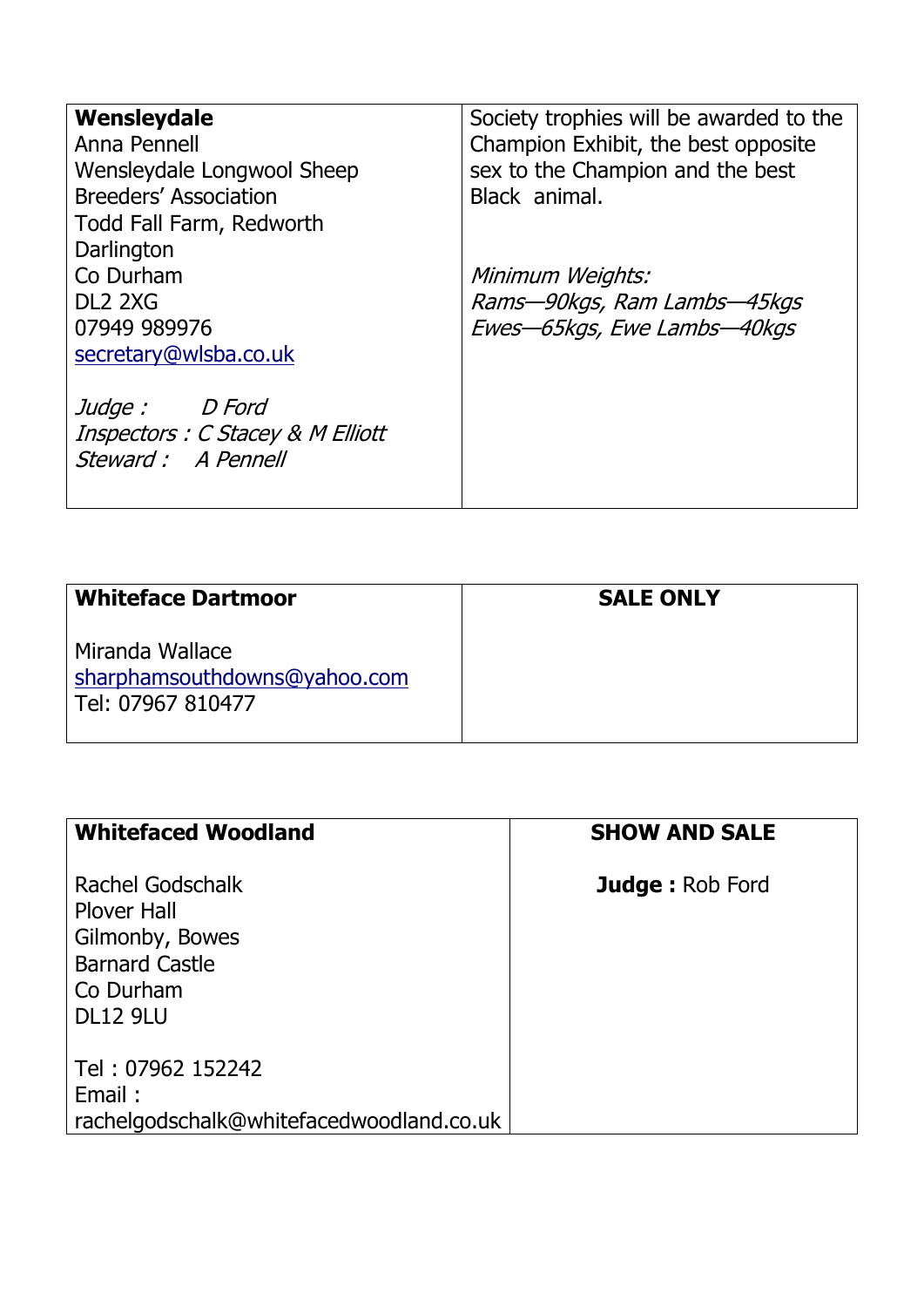| **Wensleydale**<br>Anna Pennell<br>Wensleydale Longwool Sheep Breeders' Association<br>Todd Fall Farm, Redworth<br>Darlington<br>Co Durham<br>DL2 2XG<br>07949 989976<br>secretary@wlsba.co.uk<br><br>*Judge : D Ford*<br>*Inspectors : C Stacey & M Elliott*<br>*Steward : A Pennell* | Society trophies will be awarded to the Champion Exhibit, the best opposite sex to the Champion and the best Black animal.<br><br>*Minimum Weights:*<br>*Rams—90kgs, Ram Lambs—45kgs*<br>*Ewes—65kgs, Ewe Lambs—40kgs* |
|---|---|

| **Whiteface Dartmoor**<br><br>Miranda Wallace<br>sharphamsouthdowns@yahoo.com<br>Tel: 07967 810477 | **SALE ONLY** |
|---|---|

| **Whitefaced Woodland**<br><br>Rachel Godschalk<br>Plover Hall<br>Gilmonby, Bowes<br>Barnard Castle<br>Co Durham<br>DL12 9LU<br><br>Tel : 07962 152242<br>Email :<br>rachelgodschalk@whitefacedwoodland.co.uk | **SHOW AND SALE**<br><br>**Judge :** Rob Ford |
|---|---|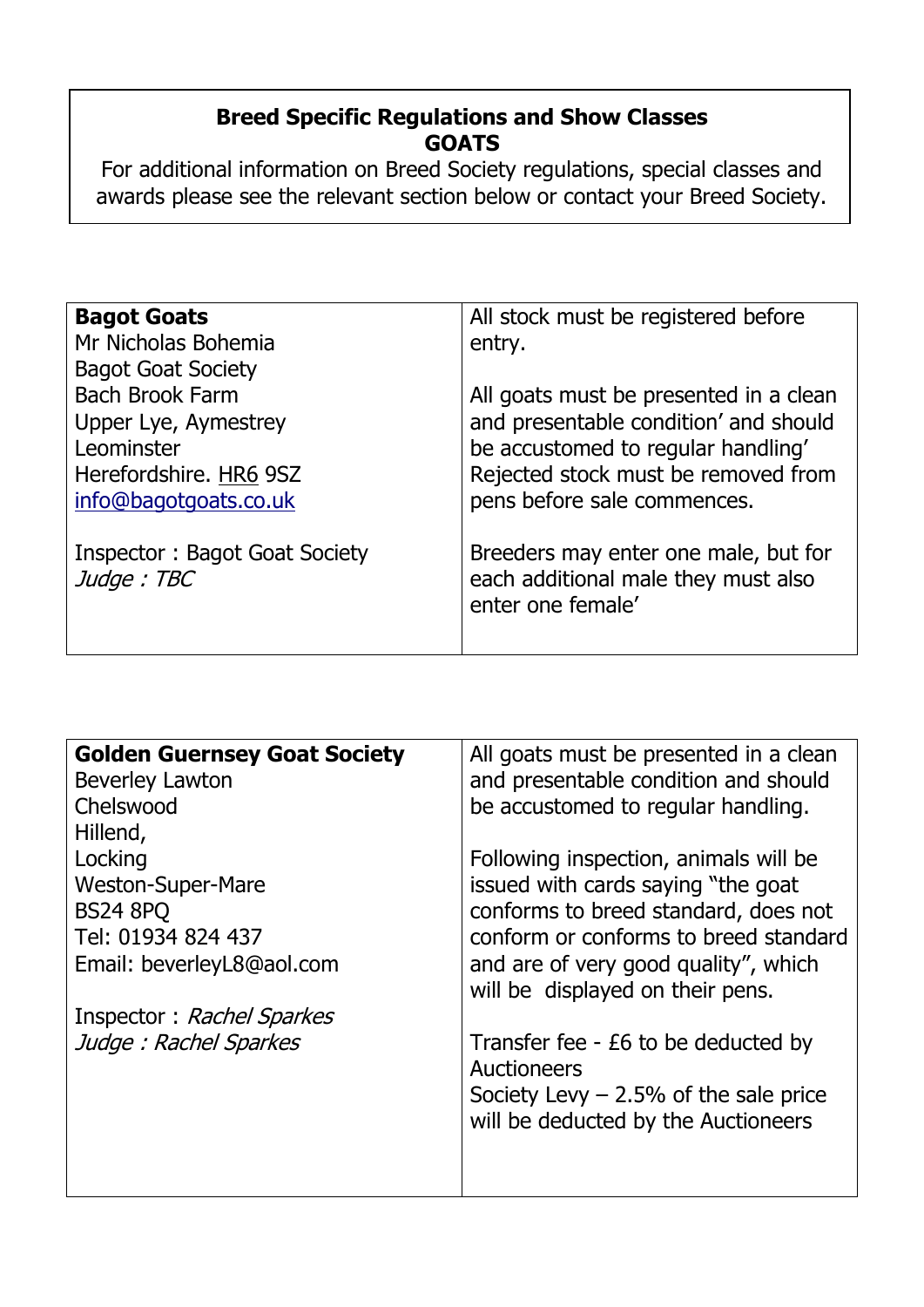**Breed Specific Regulations and Show Classes**
**GOATS**

For additional information on Breed Society regulations, special classes and awards please see the relevant section below or contact your Breed Society.

| **Bagot Goats**<br>Mr Nicholas Bohemia<br>Bagot Goat Society<br>Bach Brook Farm<br>Upper Lye, Aymestrey<br>Leominster<br>Herefordshire. HR6 9SZ<br>info@bagotgoats.co.uk<br><br>Inspector : Bagot Goat Society<br>*Judge : TBC* | All stock must be registered before entry.<br><br>All goats must be presented in a clean and presentable condition' and should be accustomed to regular handling' Rejected stock must be removed from pens before sale commences.<br><br>Breeders may enter one male, but for each additional male they must also enter one female' |
|---|---|

| **Golden Guernsey Goat Society**<br>Beverley Lawton<br>Chelswood<br>Hillend,<br>Locking<br>Weston-Super-Mare<br>BS24 8PQ<br>Tel: 01934 824 437<br>Email: beverleyL8@aol.com<br><br>Inspector : *Rachel Sparkes*<br>*Judge : Rachel Sparkes* | All goats must be presented in a clean and presentable condition and should be accustomed to regular handling.<br><br>Following inspection, animals will be issued with cards saying "the goat conforms to breed standard, does not conform or conforms to breed standard and are of very good quality", which will be displayed on their pens.<br><br>Transfer fee - £6 to be deducted by Auctioneers<br>Society Levy – 2.5% of the sale price will be deducted by the Auctioneers |
|---|---|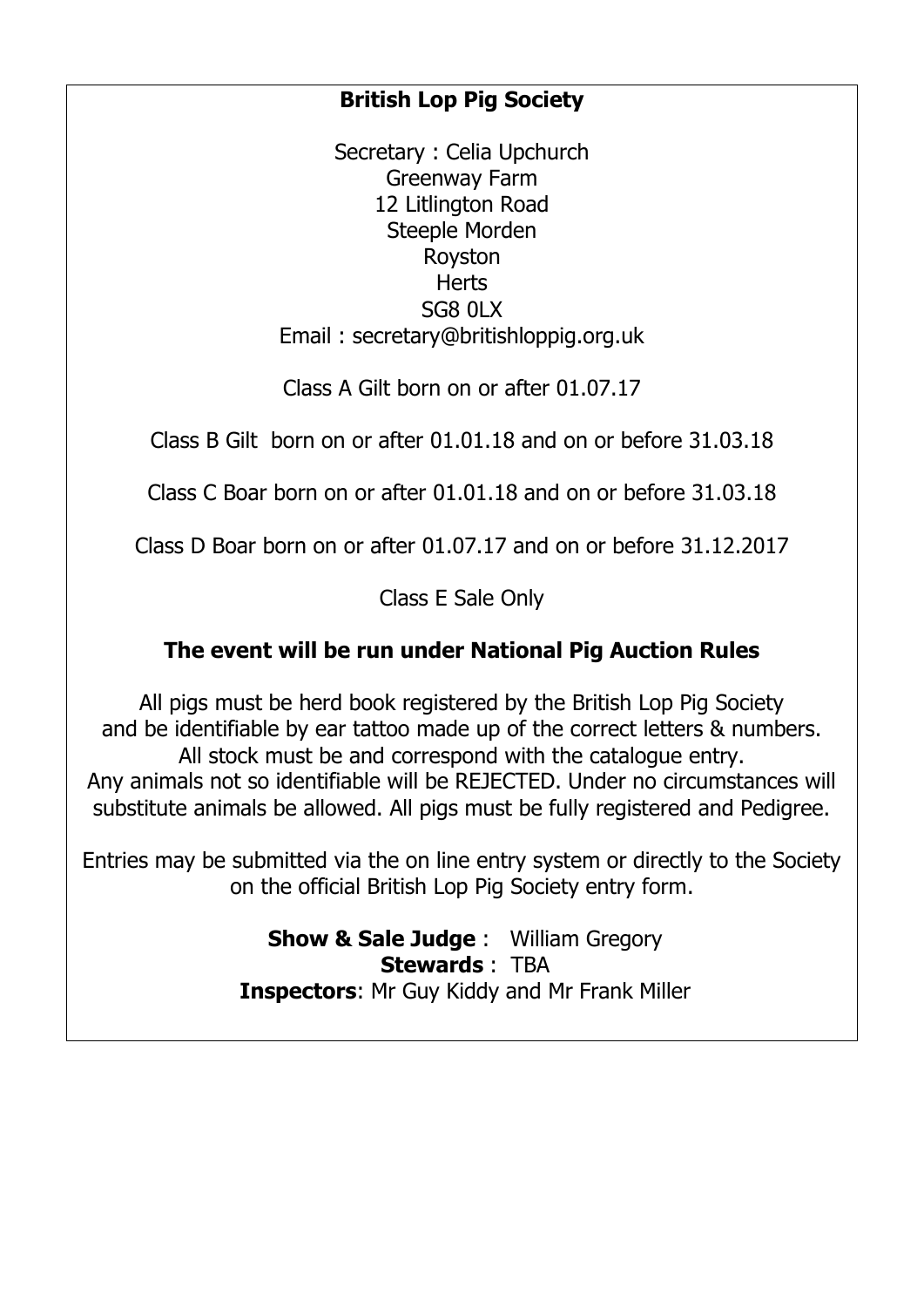## British Lop Pig Society

Secretary : Celia Upchurch
Greenway Farm
12 Litlington Road
Steeple Morden
Royston
Herts
SG8 0LX
Email : secretary@britishloppig.org.uk

Class A Gilt born on or after 01.07.17

Class B Gilt born on or after 01.01.18 and on or before 31.03.18

Class C Boar born on or after 01.01.18 and on or before 31.03.18

Class D Boar born on or after 01.07.17 and on or before 31.12.2017

Class E Sale Only

**The event will be run under National Pig Auction Rules**

All pigs must be herd book registered by the British Lop Pig Society and be identifiable by ear tattoo made up of the correct letters & numbers. All stock must be and correspond with the catalogue entry. Any animals not so identifiable will be REJECTED. Under no circumstances will substitute animals be allowed. All pigs must be fully registered and Pedigree.

Entries may be submitted via the on line entry system or directly to the Society on the official British Lop Pig Society entry form.

**Show & Sale Judge** : William Gregory
**Stewards** : TBA
**Inspectors**: Mr Guy Kiddy and Mr Frank Miller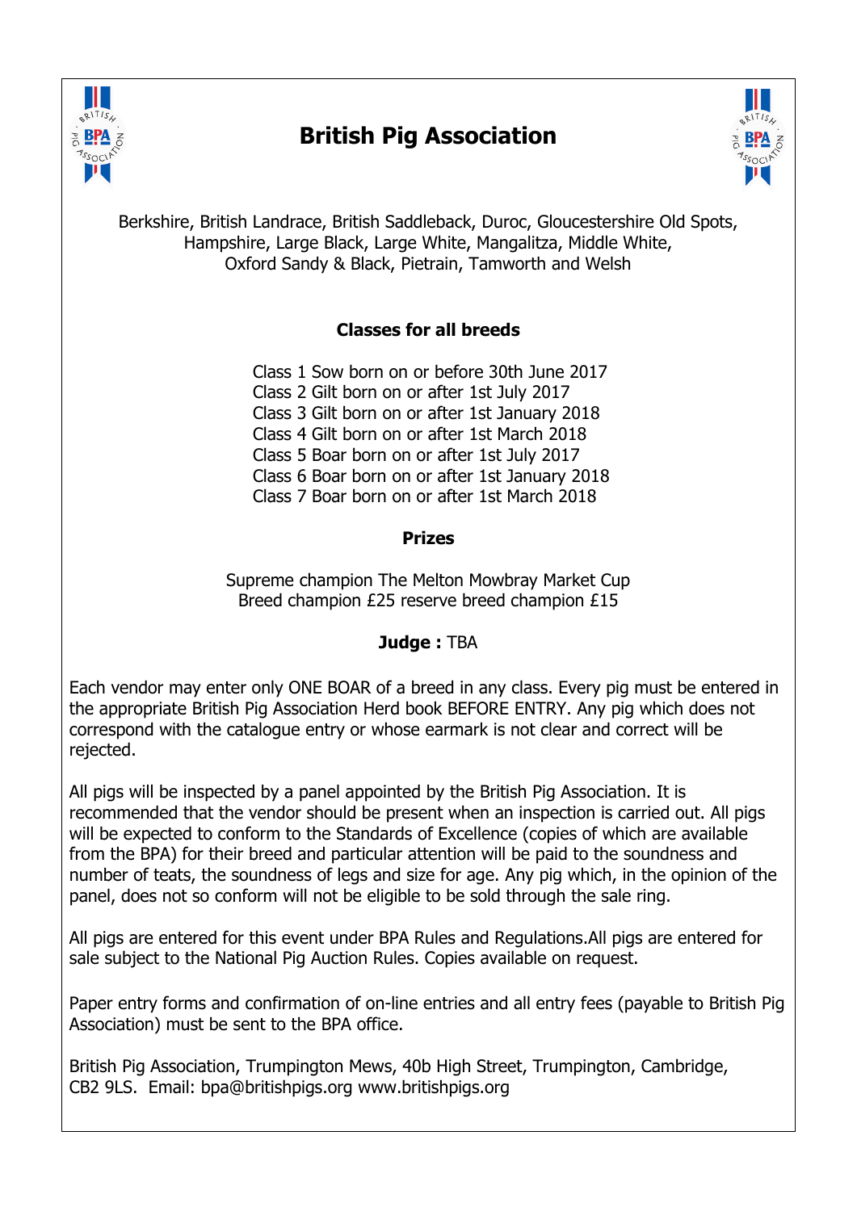# British Pig Association

Berkshire, British Landrace, British Saddleback, Duroc, Gloucestershire Old Spots, Hampshire, Large Black, Large White, Mangalitza, Middle White, Oxford Sandy & Black, Pietrain, Tamworth and Welsh

## Classes for all breeds

Class 1 Sow born on or before 30th June 2017
Class 2 Gilt born on or after 1st July 2017
Class 3 Gilt born on or after 1st January 2018
Class 4 Gilt born on or after 1st March 2018
Class 5 Boar born on or after 1st July 2017
Class 6 Boar born on or after 1st January 2018
Class 7 Boar born on or after 1st March 2018

## Prizes

Supreme champion The Melton Mowbray Market Cup
Breed champion £25 reserve breed champion £15

**Judge :** TBA

Each vendor may enter only ONE BOAR of a breed in any class. Every pig must be entered in the appropriate British Pig Association Herd book BEFORE ENTRY. Any pig which does not correspond with the catalogue entry or whose earmark is not clear and correct will be rejected.

All pigs will be inspected by a panel appointed by the British Pig Association. It is recommended that the vendor should be present when an inspection is carried out. All pigs will be expected to conform to the Standards of Excellence (copies of which are available from the BPA) for their breed and particular attention will be paid to the soundness and number of teats, the soundness of legs and size for age. Any pig which, in the opinion of the panel, does not so conform will not be eligible to be sold through the sale ring.

All pigs are entered for this event under BPA Rules and Regulations.All pigs are entered for sale subject to the National Pig Auction Rules. Copies available on request.

Paper entry forms and confirmation of on-line entries and all entry fees (payable to British Pig Association) must be sent to the BPA office.

British Pig Association, Trumpington Mews, 40b High Street, Trumpington, Cambridge, CB2 9LS. Email: bpa@britishpigs.org www.britishpigs.org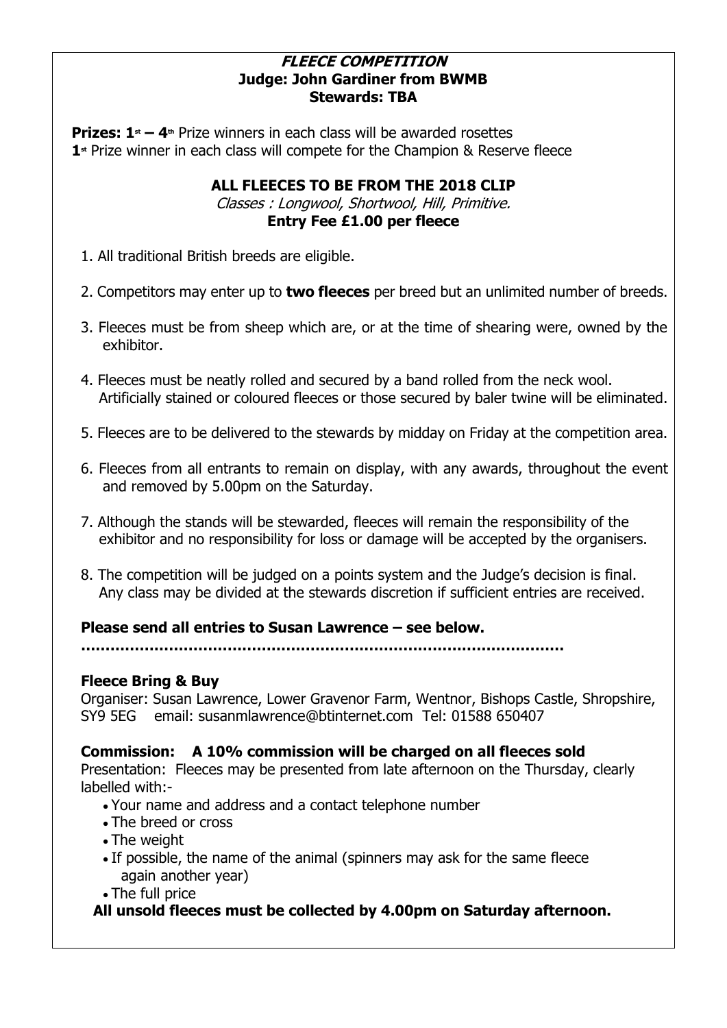## *FLEECE COMPETITION*

**Judge: John Gardiner from BWMB**

**Stewards: TBA**

**Prizes: 1st – 4th** Prize winners in each class will be awarded rosettes

**1st** Prize winner in each class will compete for the Champion & Reserve fleece

**ALL FLEECES TO BE FROM THE 2018 CLIP**

*Classes : Longwool, Shortwool, Hill, Primitive.*

**Entry Fee £1.00 per fleece**

1. All traditional British breeds are eligible.
2. Competitors may enter up to **two fleeces** per breed but an unlimited number of breeds.
3. Fleeces must be from sheep which are, or at the time of shearing were, owned by the exhibitor.
4. Fleeces must be neatly rolled and secured by a band rolled from the neck wool. Artificially stained or coloured fleeces or those secured by baler twine will be eliminated.
5. Fleeces are to be delivered to the stewards by midday on Friday at the competition area.
6. Fleeces from all entrants to remain on display, with any awards, throughout the event and removed by 5.00pm on the Saturday.
7. Although the stands will be stewarded, fleeces will remain the responsibility of the exhibitor and no responsibility for loss or damage will be accepted by the organisers.
8. The competition will be judged on a points system and the Judge's decision is final. Any class may be divided at the stewards discretion if sufficient entries are received.

**Please send all entries to Susan Lawrence – see below.**

**.......................................................................................................**

**Fleece Bring & Buy**

Organiser: Susan Lawrence, Lower Gravenor Farm, Wentnor, Bishops Castle, Shropshire, SY9 5EG email: susanmlawrence@btinternet.com Tel: 01588 650407

**Commission: A 10% commission will be charged on all fleeces sold**

Presentation: Fleeces may be presented from late afternoon on the Thursday, clearly labelled with:-

- Your name and address and a contact telephone number
- The breed or cross
- The weight
- If possible, the name of the animal (spinners may ask for the same fleece again another year)
- The full price

**All unsold fleeces must be collected by 4.00pm on Saturday afternoon.**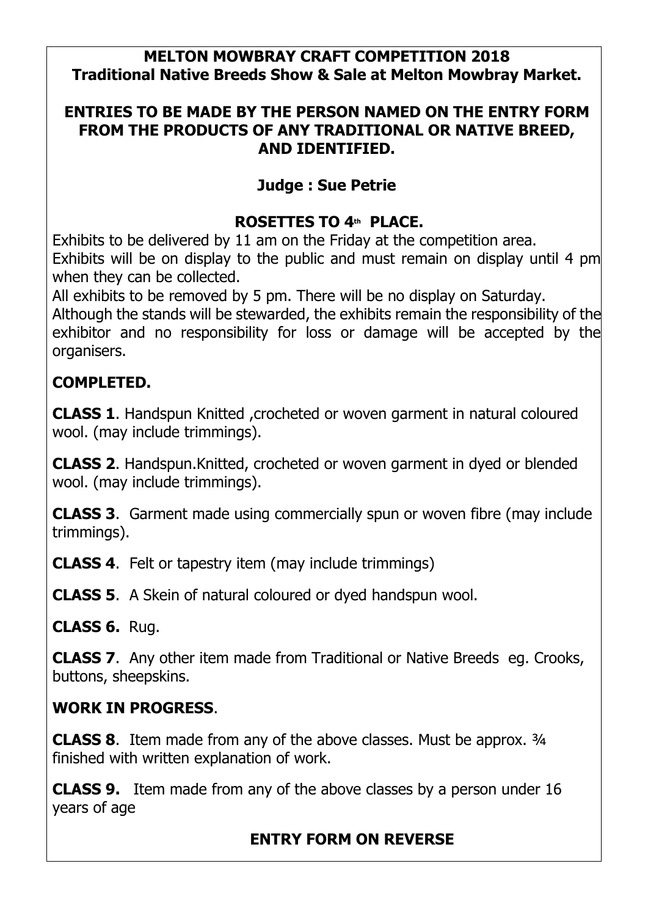**MELTON MOWBRAY CRAFT COMPETITION 2018**
**Traditional Native Breeds Show & Sale at Melton Mowbray Market.**

**ENTRIES TO BE MADE BY THE PERSON NAMED ON THE ENTRY FORM FROM THE PRODUCTS OF ANY TRADITIONAL OR NATIVE BREED, AND IDENTIFIED.**

**Judge : Sue Petrie**

**ROSETTES TO 4th PLACE.**

Exhibits to be delivered by 11 am on the Friday at the competition area.
Exhibits will be on display to the public and must remain on display until 4 pm when they can be collected.
All exhibits to be removed by 5 pm. There will be no display on Saturday.
Although the stands will be stewarded, the exhibits remain the responsibility of the exhibitor and no responsibility for loss or damage will be accepted by the organisers.

## COMPLETED.

**CLASS 1**. Handspun Knitted ,crocheted or woven garment in natural coloured wool. (may include trimmings).

**CLASS 2**. Handspun.Knitted, crocheted or woven garment in dyed or blended wool. (may include trimmings).

**CLASS 3**. Garment made using commercially spun or woven fibre (may include trimmings).

**CLASS 4**. Felt or tapestry item (may include trimmings)

**CLASS 5**. A Skein of natural coloured or dyed handspun wool.

**CLASS 6.** Rug.

**CLASS 7**. Any other item made from Traditional or Native Breeds eg. Crooks, buttons, sheepskins.

## WORK IN PROGRESS.

**CLASS 8**. Item made from any of the above classes. Must be approx. ¾ finished with written explanation of work.

**CLASS 9.** Item made from any of the above classes by a person under 16 years of age

**ENTRY FORM ON REVERSE**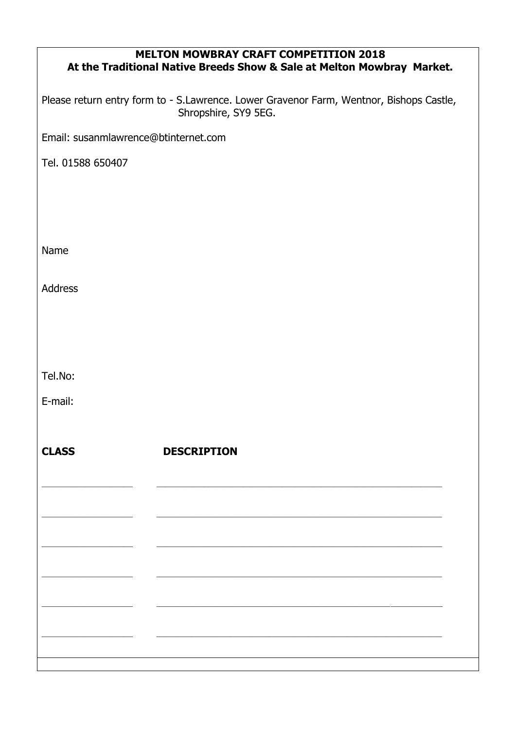**MELTON MOWBRAY CRAFT COMPETITION 2018**
**At the Traditional Native Breeds Show & Sale at Melton Mowbray Market.**

Please return entry form to - S.Lawrence. Lower Gravenor Farm, Wentnor, Bishops Castle, Shropshire, SY9 5EG.

Email: susanmlawrence@btinternet.com

Tel. 01588 650407

Name

Address

Tel.No:

E-mail:

| **CLASS** | **DESCRIPTION** |
|---|---|
| ________________ | ____________________________________________________ |
| ________________ | ____________________________________________________ |
| ________________ | ____________________________________________________ |
| ________________ | ____________________________________________________ |
| ________________ | ____________________________________________________ |
| ________________ | ____________________________________________________ |